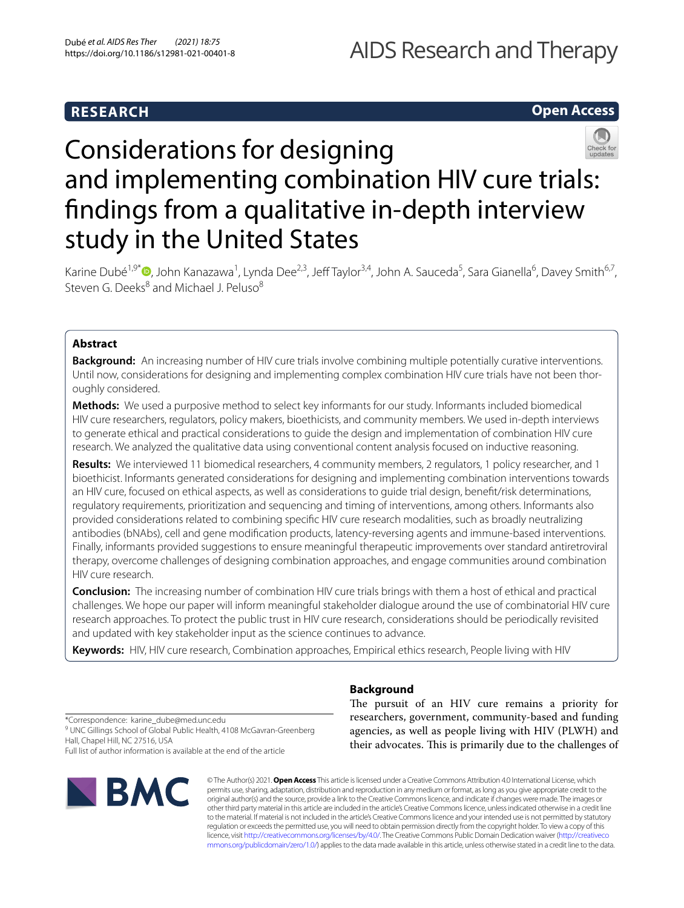RESEARCH

Open Access

# Considerations for designing and implementing combination HIV cure trials: findings from a qualitative in-depth interview study in the United States

Karine Dubé[1,9*], John Kanazawa[1], Lynda Dee[2,3], Jeff Taylor[3,4], John A. Sauceda[5], Sara Gianella[6], Davey Smith[6,7], Steven G. Deeks[8] and Michael J. Peluso[8]

## Abstract

**Background:** An increasing number of HIV cure trials involve combining multiple potentially curative interventions. Until now, considerations for designing and implementing complex combination HIV cure trials have not been thoroughly considered.

**Methods:** We used a purposive method to select key informants for our study. Informants included biomedical HIV cure researchers, regulators, policy makers, bioethicists, and community members. We used in-depth interviews to generate ethical and practical considerations to guide the design and implementation of combination HIV cure research. We analyzed the qualitative data using conventional content analysis focused on inductive reasoning.

**Results:** We interviewed 11 biomedical researchers, 4 community members, 2 regulators, 1 policy researcher, and 1 bioethicist. Informants generated considerations for designing and implementing combination interventions towards an HIV cure, focused on ethical aspects, as well as considerations to guide trial design, benefit/risk determinations, regulatory requirements, prioritization and sequencing and timing of interventions, among others. Informants also provided considerations related to combining specific HIV cure research modalities, such as broadly neutralizing antibodies (bNAbs), cell and gene modification products, latency-reversing agents and immune-based interventions. Finally, informants provided suggestions to ensure meaningful therapeutic improvements over standard antiretroviral therapy, overcome challenges of designing combination approaches, and engage communities around combination HIV cure research.

**Conclusion:** The increasing number of combination HIV cure trials brings with them a host of ethical and practical challenges. We hope our paper will inform meaningful stakeholder dialogue around the use of combinatorial HIV cure research approaches. To protect the public trust in HIV cure research, considerations should be periodically revisited and updated with key stakeholder input as the science continues to advance.

**Keywords:** HIV, HIV cure research, Combination approaches, Empirical ethics research, People living with HIV

## Background

The pursuit of an HIV cure remains a priority for researchers, government, community-based and funding agencies, as well as people living with HIV (PLWH) and their advocates. This is primarily due to the challenges of

*Correspondence: karine_dube@med.unc.edu

[9] UNC Gillings School of Global Public Health, 4108 McGavran-Greenberg Hall, Chapel Hill, NC 27516, USA

Full list of author information is available at the end of the article

© The Author(s) 2021. **Open Access** This article is licensed under a Creative Commons Attribution 4.0 International License, which permits use, sharing, adaptation, distribution and reproduction in any medium or format, as long as you give appropriate credit to the original author(s) and the source, provide a link to the Creative Commons licence, and indicate if changes were made. The images or other third party material in this article are included in the article's Creative Commons licence, unless indicated otherwise in a credit line to the material. If material is not included in the article's Creative Commons licence and your intended use is not permitted by statutory regulation or exceeds the permitted use, you will need to obtain permission directly from the copyright holder. To view a copy of this licence, visit http://creativecommons.org/licenses/by/4.0/. The Creative Commons Public Domain Dedication waiver (http://creativecommons.org/publicdomain/zero/1.0/) applies to the data made available in this article, unless otherwise stated in a credit line to the data.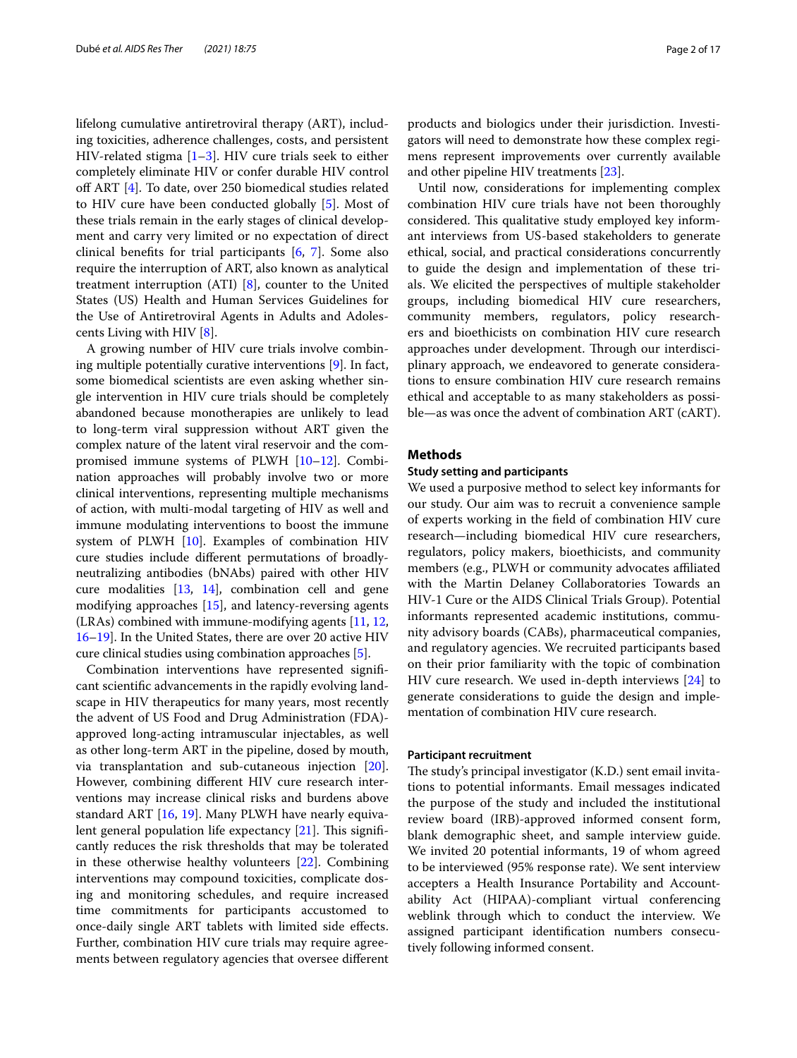lifelong cumulative antiretroviral therapy (ART), including toxicities, adherence challenges, costs, and persistent HIV-related stigma [1–3]. HIV cure trials seek to either completely eliminate HIV or confer durable HIV control off ART [4]. To date, over 250 biomedical studies related to HIV cure have been conducted globally [5]. Most of these trials remain in the early stages of clinical development and carry very limited or no expectation of direct clinical benefits for trial participants [6, 7]. Some also require the interruption of ART, also known as analytical treatment interruption (ATI) [8], counter to the United States (US) Health and Human Services Guidelines for the Use of Antiretroviral Agents in Adults and Adolescents Living with HIV [8].

A growing number of HIV cure trials involve combining multiple potentially curative interventions [9]. In fact, some biomedical scientists are even asking whether single intervention in HIV cure trials should be completely abandoned because monotherapies are unlikely to lead to long-term viral suppression without ART given the complex nature of the latent viral reservoir and the compromised immune systems of PLWH [10–12]. Combination approaches will probably involve two or more clinical interventions, representing multiple mechanisms of action, with multi-modal targeting of HIV as well and immune modulating interventions to boost the immune system of PLWH [10]. Examples of combination HIV cure studies include different permutations of broadly-neutralizing antibodies (bNAbs) paired with other HIV cure modalities [13, 14], combination cell and gene modifying approaches [15], and latency-reversing agents (LRAs) combined with immune-modifying agents [11, 12, 16–19]. In the United States, there are over 20 active HIV cure clinical studies using combination approaches [5].

Combination interventions have represented significant scientific advancements in the rapidly evolving landscape in HIV therapeutics for many years, most recently the advent of US Food and Drug Administration (FDA)-approved long-acting intramuscular injectables, as well as other long-term ART in the pipeline, dosed by mouth, via transplantation and sub-cutaneous injection [20]. However, combining different HIV cure research interventions may increase clinical risks and burdens above standard ART [16, 19]. Many PLWH have nearly equivalent general population life expectancy [21]. This significantly reduces the risk thresholds that may be tolerated in these otherwise healthy volunteers [22]. Combining interventions may compound toxicities, complicate dosing and monitoring schedules, and require increased time commitments for participants accustomed to once-daily single ART tablets with limited side effects. Further, combination HIV cure trials may require agreements between regulatory agencies that oversee different products and biologics under their jurisdiction. Investigators will need to demonstrate how these complex regimens represent improvements over currently available and other pipeline HIV treatments [23].

Until now, considerations for implementing complex combination HIV cure trials have not been thoroughly considered. This qualitative study employed key informant interviews from US-based stakeholders to generate ethical, social, and practical considerations concurrently to guide the design and implementation of these trials. We elicited the perspectives of multiple stakeholder groups, including biomedical HIV cure researchers, community members, regulators, policy researchers and bioethicists on combination HIV cure research approaches under development. Through our interdisciplinary approach, we endeavored to generate considerations to ensure combination HIV cure research remains ethical and acceptable to as many stakeholders as possible—as was once the advent of combination ART (cART).

## Methods

### Study setting and participants

We used a purposive method to select key informants for our study. Our aim was to recruit a convenience sample of experts working in the field of combination HIV cure research—including biomedical HIV cure researchers, regulators, policy makers, bioethicists, and community members (e.g., PLWH or community advocates affiliated with the Martin Delaney Collaboratories Towards an HIV-1 Cure or the AIDS Clinical Trials Group). Potential informants represented academic institutions, community advisory boards (CABs), pharmaceutical companies, and regulatory agencies. We recruited participants based on their prior familiarity with the topic of combination HIV cure research. We used in-depth interviews [24] to generate considerations to guide the design and implementation of combination HIV cure research.

### Participant recruitment

The study's principal investigator (K.D.) sent email invitations to potential informants. Email messages indicated the purpose of the study and included the institutional review board (IRB)-approved informed consent form, blank demographic sheet, and sample interview guide. We invited 20 potential informants, 19 of whom agreed to be interviewed (95% response rate). We sent interview accepters a Health Insurance Portability and Accountability Act (HIPAA)-compliant virtual conferencing weblink through which to conduct the interview. We assigned participant identification numbers consecutively following informed consent.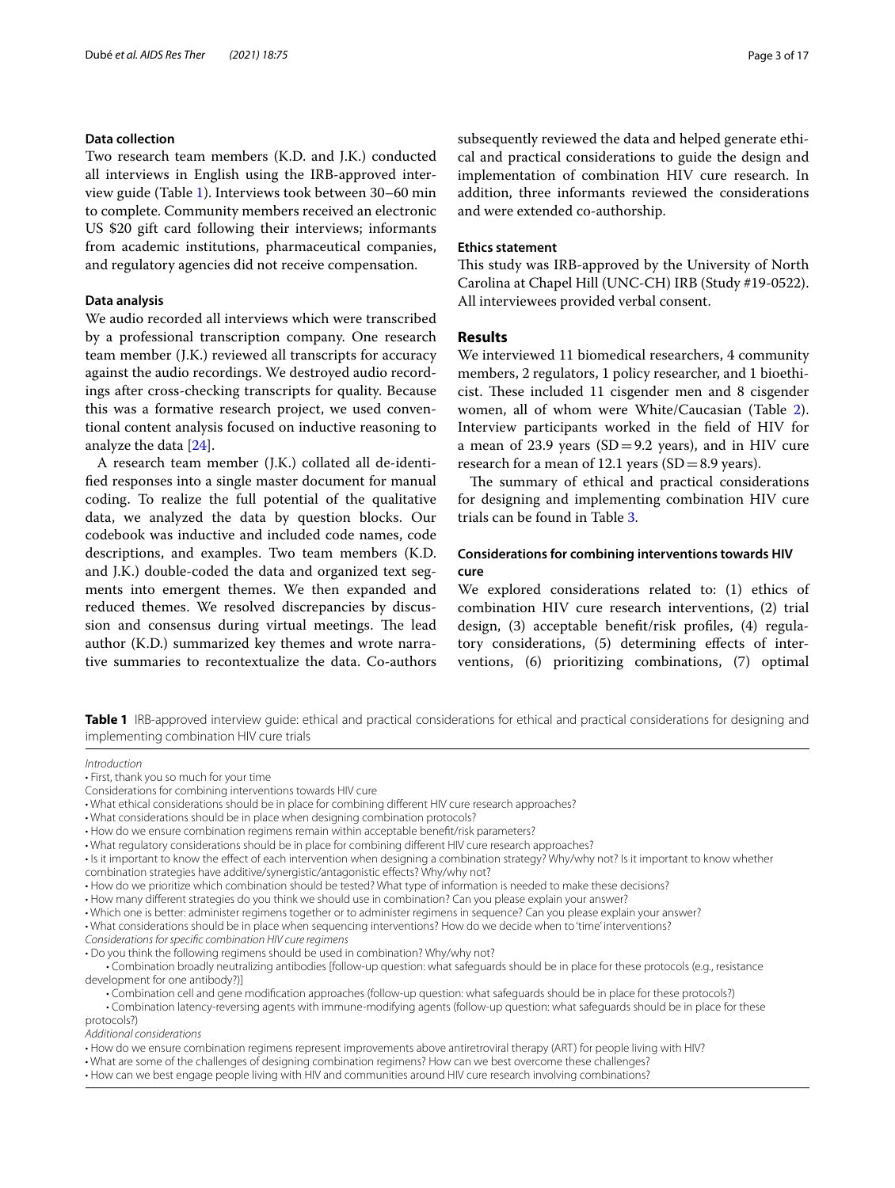### Data collection

Two research team members (K.D. and J.K.) conducted all interviews in English using the IRB-approved interview guide (Table 1). Interviews took between 30–60 min to complete. Community members received an electronic US $20 gift card following their interviews; informants from academic institutions, pharmaceutical companies, and regulatory agencies did not receive compensation.

### Data analysis

We audio recorded all interviews which were transcribed by a professional transcription company. One research team member (J.K.) reviewed all transcripts for accuracy against the audio recordings. We destroyed audio recordings after cross-checking transcripts for quality. Because this was a formative research project, we used conventional content analysis focused on inductive reasoning to analyze the data [24].

A research team member (J.K.) collated all de-identified responses into a single master document for manual coding. To realize the full potential of the qualitative data, we analyzed the data by question blocks. Our codebook was inductive and included code names, code descriptions, and examples. Two team members (K.D. and J.K.) double-coded the data and organized text segments into emergent themes. We then expanded and reduced themes. We resolved discrepancies by discussion and consensus during virtual meetings. The lead author (K.D.) summarized key themes and wrote narrative summaries to recontextualize the data. Co-authors subsequently reviewed the data and helped generate ethical and practical considerations to guide the design and implementation of combination HIV cure research. In addition, three informants reviewed the considerations and were extended co-authorship.

### Ethics statement

This study was IRB-approved by the University of North Carolina at Chapel Hill (UNC-CH) IRB (Study #19-0522). All interviewees provided verbal consent.

## Results

We interviewed 11 biomedical researchers, 4 community members, 2 regulators, 1 policy researcher, and 1 bioethicist. These included 11 cisgender men and 8 cisgender women, all of whom were White/Caucasian (Table 2). Interview participants worked in the field of HIV for a mean of 23.9 years (SD = 9.2 years), and in HIV cure research for a mean of 12.1 years (SD = 8.9 years).

The summary of ethical and practical considerations for designing and implementing combination HIV cure trials can be found in Table 3.

### Considerations for combining interventions towards HIV cure

We explored considerations related to: (1) ethics of combination HIV cure research interventions, (2) trial design, (3) acceptable benefit/risk profiles, (4) regulatory considerations, (5) determining effects of interventions, (6) prioritizing combinations, (7) optimal

**Table 1** IRB-approved interview guide: ethical and practical considerations for ethical and practical considerations for designing and implementing combination HIV cure trials

*Introduction*

- First, thank you so much for your time

Considerations for combining interventions towards HIV cure

- What ethical considerations should be in place for combining different HIV cure research approaches?
- What considerations should be in place when designing combination protocols?
- How do we ensure combination regimens remain within acceptable benefit/risk parameters?
- What regulatory considerations should be in place for combining different HIV cure research approaches?
- Is it important to know the effect of each intervention when designing a combination strategy? Why/why not? Is it important to know whether combination strategies have additive/synergistic/antagonistic effects? Why/why not?
- How do we prioritize which combination should be tested? What type of information is needed to make these decisions?
- How many different strategies do you think we should use in combination? Can you please explain your answer?
- Which one is better: administer regimens together or to administer regimens in sequence? Can you please explain your answer?
- What considerations should be in place when sequencing interventions? How do we decide when to 'time' interventions?

*Considerations for specific combination HIV cure regimens*

- Do you think the following regimens should be used in combination? Why/why not?
  - Combination broadly neutralizing antibodies [follow-up question: what safeguards should be in place for these protocols (e.g., resistance development for one antibody?)]
  - Combination cell and gene modification approaches (follow-up question: what safeguards should be in place for these protocols?)
  - Combination latency-reversing agents with immune-modifying agents (follow-up question: what safeguards should be in place for these protocols?)

*Additional considerations*

- How do we ensure combination regimens represent improvements above antiretroviral therapy (ART) for people living with HIV?
- What are some of the challenges of designing combination regimens? How can we best overcome these challenges?
- How can we best engage people living with HIV and communities around HIV cure research involving combinations?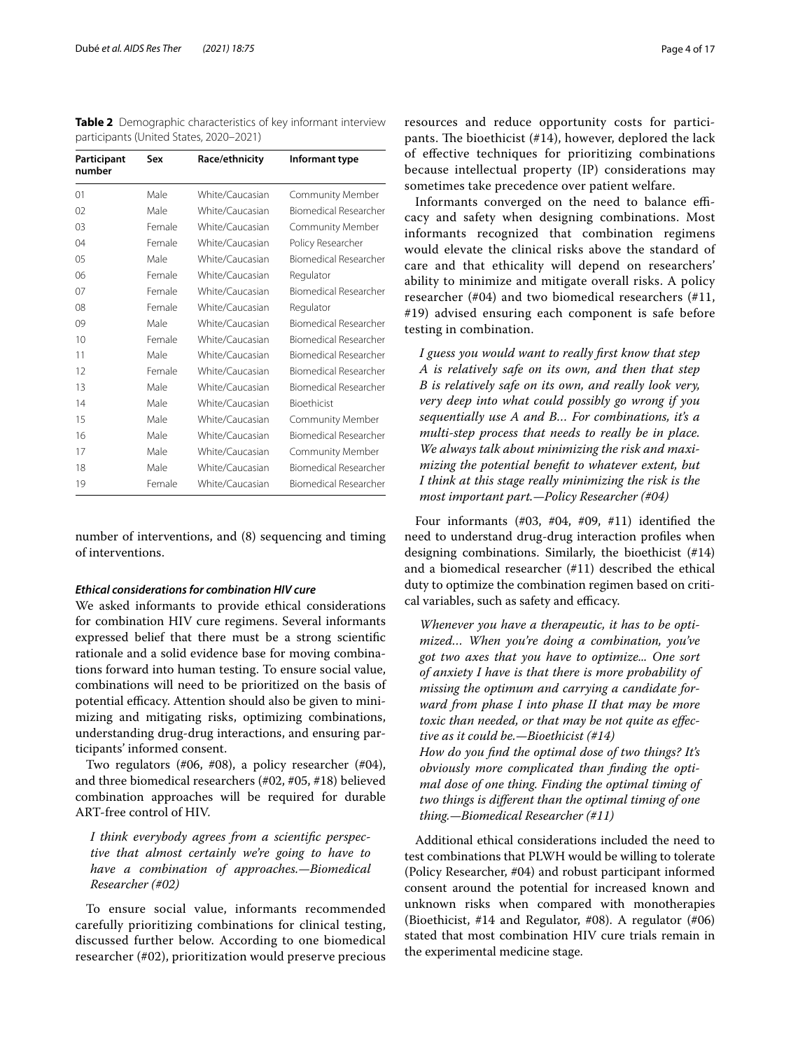**Table 2** Demographic characteristics of key informant interview participants (United States, 2020–2021)

| Participant number | Sex | Race/ethnicity | Informant type |
|---|---|---|---|
| 01 | Male | White/Caucasian | Community Member |
| 02 | Male | White/Caucasian | Biomedical Researcher |
| 03 | Female | White/Caucasian | Community Member |
| 04 | Female | White/Caucasian | Policy Researcher |
| 05 | Male | White/Caucasian | Biomedical Researcher |
| 06 | Female | White/Caucasian | Regulator |
| 07 | Female | White/Caucasian | Biomedical Researcher |
| 08 | Female | White/Caucasian | Regulator |
| 09 | Male | White/Caucasian | Biomedical Researcher |
| 10 | Female | White/Caucasian | Biomedical Researcher |
| 11 | Male | White/Caucasian | Biomedical Researcher |
| 12 | Female | White/Caucasian | Biomedical Researcher |
| 13 | Male | White/Caucasian | Biomedical Researcher |
| 14 | Male | White/Caucasian | Bioethicist |
| 15 | Male | White/Caucasian | Community Member |
| 16 | Male | White/Caucasian | Biomedical Researcher |
| 17 | Male | White/Caucasian | Community Member |
| 18 | Male | White/Caucasian | Biomedical Researcher |
| 19 | Female | White/Caucasian | Biomedical Researcher |

number of interventions, and (8) sequencing and timing of interventions.

#### *Ethical considerations for combination HIV cure*

We asked informants to provide ethical considerations for combination HIV cure regimens. Several informants expressed belief that there must be a strong scientific rationale and a solid evidence base for moving combinations forward into human testing. To ensure social value, combinations will need to be prioritized on the basis of potential efficacy. Attention should also be given to minimizing and mitigating risks, optimizing combinations, understanding drug-drug interactions, and ensuring participants' informed consent.

Two regulators (#06, #08), a policy researcher (#04), and three biomedical researchers (#02, #05, #18) believed combination approaches will be required for durable ART-free control of HIV.

> *I think everybody agrees from a scientific perspective that almost certainly we're going to have to have a combination of approaches.—Biomedical Researcher (#02)*

To ensure social value, informants recommended carefully prioritizing combinations for clinical testing, discussed further below. According to one biomedical researcher (#02), prioritization would preserve precious resources and reduce opportunity costs for participants. The bioethicist (#14), however, deplored the lack of effective techniques for prioritizing combinations because intellectual property (IP) considerations may sometimes take precedence over patient welfare.

Informants converged on the need to balance efficacy and safety when designing combinations. Most informants recognized that combination regimens would elevate the clinical risks above the standard of care and that ethicality will depend on researchers' ability to minimize and mitigate overall risks. A policy researcher (#04) and two biomedical researchers (#11, #19) advised ensuring each component is safe before testing in combination.

> *I guess you would want to really first know that step A is relatively safe on its own, and then that step B is relatively safe on its own, and really look very, very deep into what could possibly go wrong if you sequentially use A and B… For combinations, it's a multi-step process that needs to really be in place. We always talk about minimizing the risk and maximizing the potential benefit to whatever extent, but I think at this stage really minimizing the risk is the most important part.—Policy Researcher (#04)*

Four informants (#03, #04, #09, #11) identified the need to understand drug-drug interaction profiles when designing combinations. Similarly, the bioethicist (#14) and a biomedical researcher (#11) described the ethical duty to optimize the combination regimen based on critical variables, such as safety and efficacy.

> *Whenever you have a therapeutic, it has to be optimized… When you're doing a combination, you've got two axes that you have to optimize... One sort of anxiety I have is that there is more probability of missing the optimum and carrying a candidate forward from phase I into phase II that may be more toxic than needed, or that may be not quite as effective as it could be.—Bioethicist (#14)*
>
> *How do you find the optimal dose of two things? It's obviously more complicated than finding the optimal dose of one thing. Finding the optimal timing of two things is different than the optimal timing of one thing.—Biomedical Researcher (#11)*

Additional ethical considerations included the need to test combinations that PLWH would be willing to tolerate (Policy Researcher, #04) and robust participant informed consent around the potential for increased known and unknown risks when compared with monotherapies (Bioethicist, #14 and Regulator, #08). A regulator (#06) stated that most combination HIV cure trials remain in the experimental medicine stage.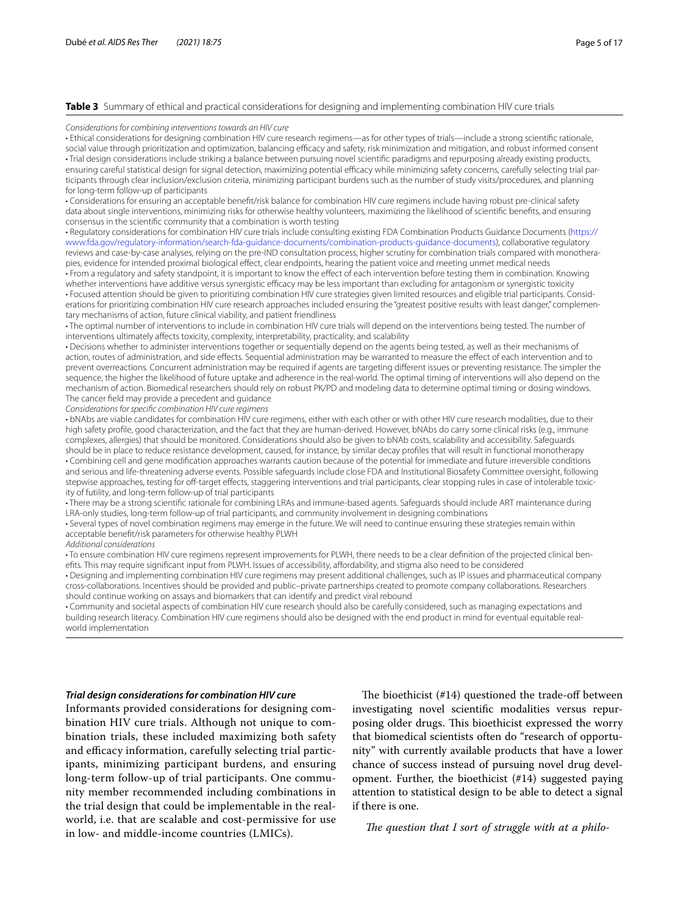**Table 3** Summary of ethical and practical considerations for designing and implementing combination HIV cure trials

*Considerations for combining interventions towards an HIV cure*

- Ethical considerations for designing combination HIV cure research regimens—as for other types of trials—include a strong scientific rationale, social value through prioritization and optimization, balancing efficacy and safety, risk minimization and mitigation, and robust informed consent
- Trial design considerations include striking a balance between pursuing novel scientific paradigms and repurposing already existing products, ensuring careful statistical design for signal detection, maximizing potential efficacy while minimizing safety concerns, carefully selecting trial participants through clear inclusion/exclusion criteria, minimizing participant burdens such as the number of study visits/procedures, and planning for long-term follow-up of participants
- Considerations for ensuring an acceptable benefit/risk balance for combination HIV cure regimens include having robust pre-clinical safety data about single interventions, minimizing risks for otherwise healthy volunteers, maximizing the likelihood of scientific benefits, and ensuring consensus in the scientific community that a combination is worth testing
- Regulatory considerations for combination HIV cure trials include consulting existing FDA Combination Products Guidance Documents (https://www.fda.gov/regulatory-information/search-fda-guidance-documents/combination-products-guidance-documents), collaborative regulatory reviews and case-by-case analyses, relying on the pre-IND consultation process, higher scrutiny for combination trials compared with monotherapies, evidence for intended proximal biological effect, clear endpoints, hearing the patient voice and meeting unmet medical needs
- From a regulatory and safety standpoint, it is important to know the effect of each intervention before testing them in combination. Knowing whether interventions have additive versus synergistic efficacy may be less important than excluding for antagonism or synergistic toxicity
- Focused attention should be given to prioritizing combination HIV cure strategies given limited resources and eligible trial participants. Considerations for prioritizing combination HIV cure research approaches included ensuring the "greatest positive results with least danger," complementary mechanisms of action, future clinical viability, and patient friendliness
- The optimal number of interventions to include in combination HIV cure trials will depend on the interventions being tested. The number of interventions ultimately affects toxicity, complexity, interpretability, practicality, and scalability
- Decisions whether to administer interventions together or sequentially depend on the agents being tested, as well as their mechanisms of action, routes of administration, and side effects. Sequential administration may be warranted to measure the effect of each intervention and to prevent overreactions. Concurrent administration may be required if agents are targeting different issues or preventing resistance. The simpler the sequence, the higher the likelihood of future uptake and adherence in the real-world. The optimal timing of interventions will also depend on the mechanism of action. Biomedical researchers should rely on robust PK/PD and modeling data to determine optimal timing or dosing windows. The cancer field may provide a precedent and guidance

*Considerations for specific combination HIV cure regimens*

- bNAbs are viable candidates for combination HIV cure regimens, either with each other or with other HIV cure research modalities, due to their high safety profile, good characterization, and the fact that they are human-derived. However, bNAbs do carry some clinical risks (e.g., immune complexes, allergies) that should be monitored. Considerations should also be given to bNAb costs, scalability and accessibility. Safeguards should be in place to reduce resistance development, caused, for instance, by similar decay profiles that will result in functional monotherapy
- Combining cell and gene modification approaches warrants caution because of the potential for immediate and future irreversible conditions and serious and life-threatening adverse events. Possible safeguards include close FDA and Institutional Biosafety Committee oversight, following stepwise approaches, testing for off-target effects, staggering interventions and trial participants, clear stopping rules in case of intolerable toxicity of futility, and long-term follow-up of trial participants
- There may be a strong scientific rationale for combining LRAs and immune-based agents. Safeguards should include ART maintenance during LRA-only studies, long-term follow-up of trial participants, and community involvement in designing combinations
- Several types of novel combination regimens may emerge in the future. We will need to continue ensuring these strategies remain within acceptable benefit/risk parameters for otherwise healthy PLWH

*Additional considerations*

- To ensure combination HIV cure regimens represent improvements for PLWH, there needs to be a clear definition of the projected clinical benefits. This may require significant input from PLWH. Issues of accessibility, affordability, and stigma also need to be considered
- Designing and implementing combination HIV cure regimens may present additional challenges, such as IP issues and pharmaceutical company cross-collaborations. Incentives should be provided and public–private partnerships created to promote company collaborations. Researchers should continue working on assays and biomarkers that can identify and predict viral rebound
- Community and societal aspects of combination HIV cure research should also be carefully considered, such as managing expectations and building research literacy. Combination HIV cure regimens should also be designed with the end product in mind for eventual equitable real-world implementation

### *Trial design considerations for combination HIV cure*

Informants provided considerations for designing combination HIV cure trials. Although not unique to combination trials, these included maximizing both safety and efficacy information, carefully selecting trial participants, minimizing participant burdens, and ensuring long-term follow-up of trial participants. One community member recommended including combinations in the trial design that could be implementable in the real-world, i.e. that are scalable and cost-permissive for use in low- and middle-income countries (LMICs).

The bioethicist (#14) questioned the trade-off between investigating novel scientific modalities versus repurposing older drugs. This bioethicist expressed the worry that biomedical scientists often do "research of opportunity" with currently available products that have a lower chance of success instead of pursuing novel drug development. Further, the bioethicist (#14) suggested paying attention to statistical design to be able to detect a signal if there is one.

*The question that I sort of struggle with at a philo-*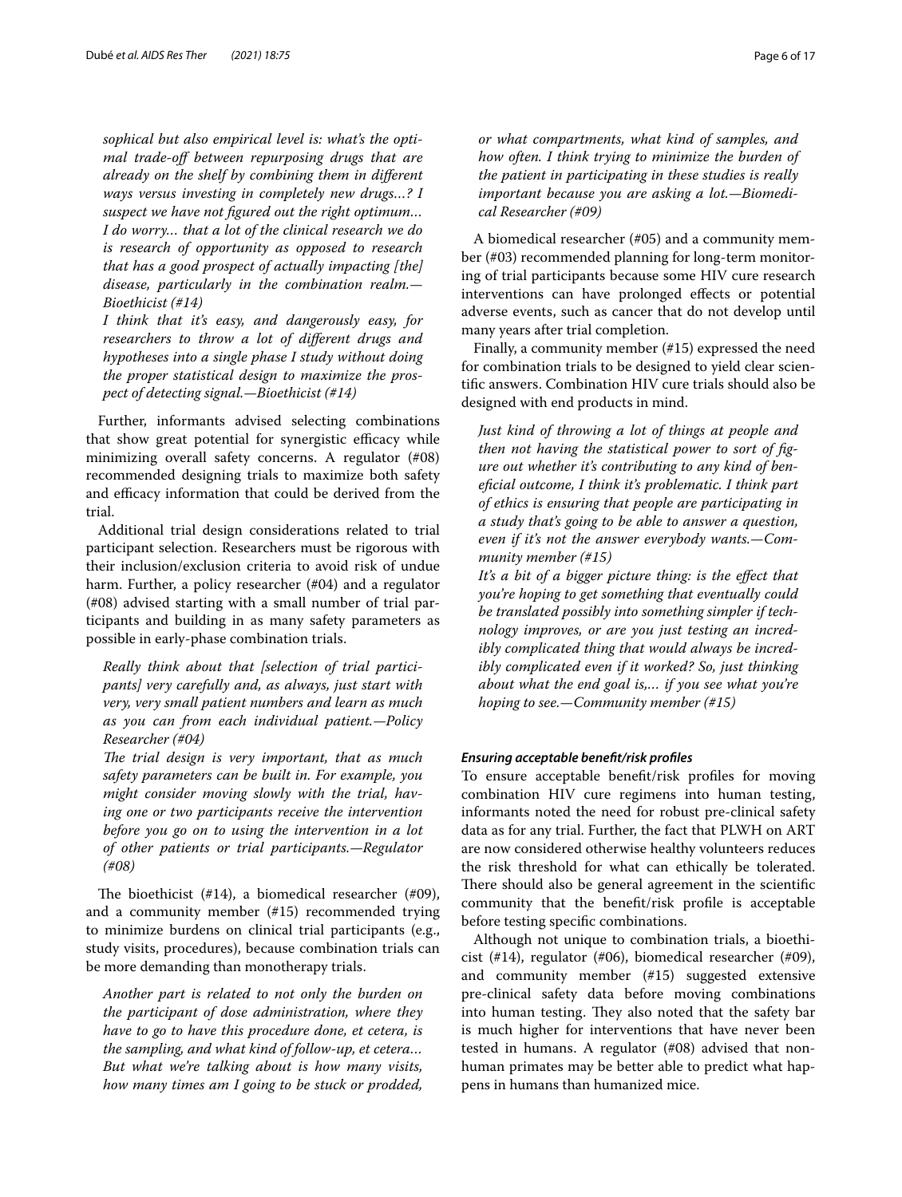*sophical but also empirical level is: what's the optimal trade-off between repurposing drugs that are already on the shelf by combining them in different ways versus investing in completely new drugs…? I suspect we have not figured out the right optimum… I do worry… that a lot of the clinical research we do is research of opportunity as opposed to research that has a good prospect of actually impacting [the] disease, particularly in the combination realm.—Bioethicist (#14)*

*I think that it's easy, and dangerously easy, for researchers to throw a lot of different drugs and hypotheses into a single phase I study without doing the proper statistical design to maximize the prospect of detecting signal.—Bioethicist (#14)*

Further, informants advised selecting combinations that show great potential for synergistic efficacy while minimizing overall safety concerns. A regulator (#08) recommended designing trials to maximize both safety and efficacy information that could be derived from the trial.

Additional trial design considerations related to trial participant selection. Researchers must be rigorous with their inclusion/exclusion criteria to avoid risk of undue harm. Further, a policy researcher (#04) and a regulator (#08) advised starting with a small number of trial participants and building in as many safety parameters as possible in early-phase combination trials.

*Really think about that [selection of trial participants] very carefully and, as always, just start with very, very small patient numbers and learn as much as you can from each individual patient.—Policy Researcher (#04)*

*The trial design is very important, that as much safety parameters can be built in. For example, you might consider moving slowly with the trial, having one or two participants receive the intervention before you go on to using the intervention in a lot of other patients or trial participants.—Regulator (#08)*

The bioethicist (#14), a biomedical researcher (#09), and a community member (#15) recommended trying to minimize burdens on clinical trial participants (e.g., study visits, procedures), because combination trials can be more demanding than monotherapy trials.

*Another part is related to not only the burden on the participant of dose administration, where they have to go to have this procedure done, et cetera, is the sampling, and what kind of follow-up, et cetera… But what we're talking about is how many visits, how many times am I going to be stuck or prodded, or what compartments, what kind of samples, and how often. I think trying to minimize the burden of the patient in participating in these studies is really important because you are asking a lot.—Biomedical Researcher (#09)*

A biomedical researcher (#05) and a community member (#03) recommended planning for long-term monitoring of trial participants because some HIV cure research interventions can have prolonged effects or potential adverse events, such as cancer that do not develop until many years after trial completion.

Finally, a community member (#15) expressed the need for combination trials to be designed to yield clear scientific answers. Combination HIV cure trials should also be designed with end products in mind.

*Just kind of throwing a lot of things at people and then not having the statistical power to sort of figure out whether it's contributing to any kind of beneficial outcome, I think it's problematic. I think part of ethics is ensuring that people are participating in a study that's going to be able to answer a question, even if it's not the answer everybody wants.—Community member (#15)*

*It's a bit of a bigger picture thing: is the effect that you're hoping to get something that eventually could be translated possibly into something simpler if technology improves, or are you just testing an incredibly complicated thing that would always be incredibly complicated even if it worked? So, just thinking about what the end goal is,… if you see what you're hoping to see.—Community member (#15)*

#### *Ensuring acceptable benefit/risk profiles*

To ensure acceptable benefit/risk profiles for moving combination HIV cure regimens into human testing, informants noted the need for robust pre-clinical safety data as for any trial. Further, the fact that PLWH on ART are now considered otherwise healthy volunteers reduces the risk threshold for what can ethically be tolerated. There should also be general agreement in the scientific community that the benefit/risk profile is acceptable before testing specific combinations.

Although not unique to combination trials, a bioethicist (#14), regulator (#06), biomedical researcher (#09), and community member (#15) suggested extensive pre-clinical safety data before moving combinations into human testing. They also noted that the safety bar is much higher for interventions that have never been tested in humans. A regulator (#08) advised that non-human primates may be better able to predict what happens in humans than humanized mice.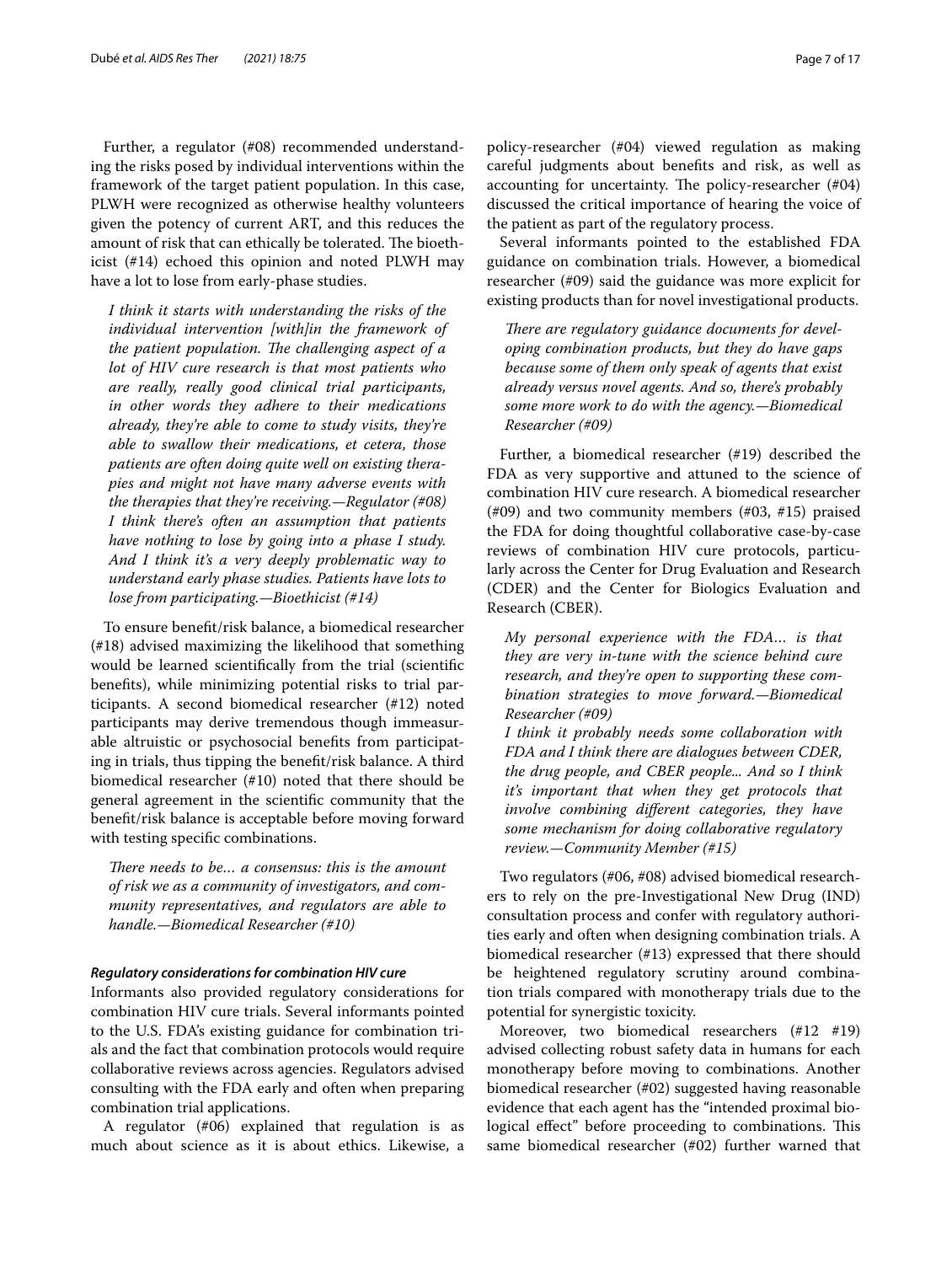Further, a regulator (#08) recommended understanding the risks posed by individual interventions within the framework of the target patient population. In this case, PLWH were recognized as otherwise healthy volunteers given the potency of current ART, and this reduces the amount of risk that can ethically be tolerated. The bioethicist (#14) echoed this opinion and noted PLWH may have a lot to lose from early-phase studies.

> *I think it starts with understanding the risks of the individual intervention [with]in the framework of the patient population. The challenging aspect of a lot of HIV cure research is that most patients who are really, really good clinical trial participants, in other words they adhere to their medications already, they're able to come to study visits, they're able to swallow their medications, et cetera, those patients are often doing quite well on existing therapies and might not have many adverse events with the therapies that they're receiving.—Regulator (#08)*
>
> *I think there's often an assumption that patients have nothing to lose by going into a phase I study. And I think it's a very deeply problematic way to understand early phase studies. Patients have lots to lose from participating.—Bioethicist (#14)*

To ensure benefit/risk balance, a biomedical researcher (#18) advised maximizing the likelihood that something would be learned scientifically from the trial (scientific benefits), while minimizing potential risks to trial participants. A second biomedical researcher (#12) noted participants may derive tremendous though immeasurable altruistic or psychosocial benefits from participating in trials, thus tipping the benefit/risk balance. A third biomedical researcher (#10) noted that there should be general agreement in the scientific community that the benefit/risk balance is acceptable before moving forward with testing specific combinations.

> *There needs to be… a consensus: this is the amount of risk we as a community of investigators, and community representatives, and regulators are able to handle.—Biomedical Researcher (#10)*

#### *Regulatory considerations for combination HIV cure*

Informants also provided regulatory considerations for combination HIV cure trials. Several informants pointed to the U.S. FDA's existing guidance for combination trials and the fact that combination protocols would require collaborative reviews across agencies. Regulators advised consulting with the FDA early and often when preparing combination trial applications.

A regulator (#06) explained that regulation is as much about science as it is about ethics. Likewise, a policy-researcher (#04) viewed regulation as making careful judgments about benefits and risk, as well as accounting for uncertainty. The policy-researcher (#04) discussed the critical importance of hearing the voice of the patient as part of the regulatory process.

Several informants pointed to the established FDA guidance on combination trials. However, a biomedical researcher (#09) said the guidance was more explicit for existing products than for novel investigational products.

> *There are regulatory guidance documents for developing combination products, but they do have gaps because some of them only speak of agents that exist already versus novel agents. And so, there's probably some more work to do with the agency.—Biomedical Researcher (#09)*

Further, a biomedical researcher (#19) described the FDA as very supportive and attuned to the science of combination HIV cure research. A biomedical researcher (#09) and two community members (#03, #15) praised the FDA for doing thoughtful collaborative case-by-case reviews of combination HIV cure protocols, particularly across the Center for Drug Evaluation and Research (CDER) and the Center for Biologics Evaluation and Research (CBER).

> *My personal experience with the FDA… is that they are very in-tune with the science behind cure research, and they're open to supporting these combination strategies to move forward.—Biomedical Researcher (#09)*
>
> *I think it probably needs some collaboration with FDA and I think there are dialogues between CDER, the drug people, and CBER people... And so I think it's important that when they get protocols that involve combining different categories, they have some mechanism for doing collaborative regulatory review.—Community Member (#15)*

Two regulators (#06, #08) advised biomedical researchers to rely on the pre-Investigational New Drug (IND) consultation process and confer with regulatory authorities early and often when designing combination trials. A biomedical researcher (#13) expressed that there should be heightened regulatory scrutiny around combination trials compared with monotherapy trials due to the potential for synergistic toxicity.

Moreover, two biomedical researchers (#12 #19) advised collecting robust safety data in humans for each monotherapy before moving to combinations. Another biomedical researcher (#02) suggested having reasonable evidence that each agent has the "intended proximal biological effect" before proceeding to combinations. This same biomedical researcher (#02) further warned that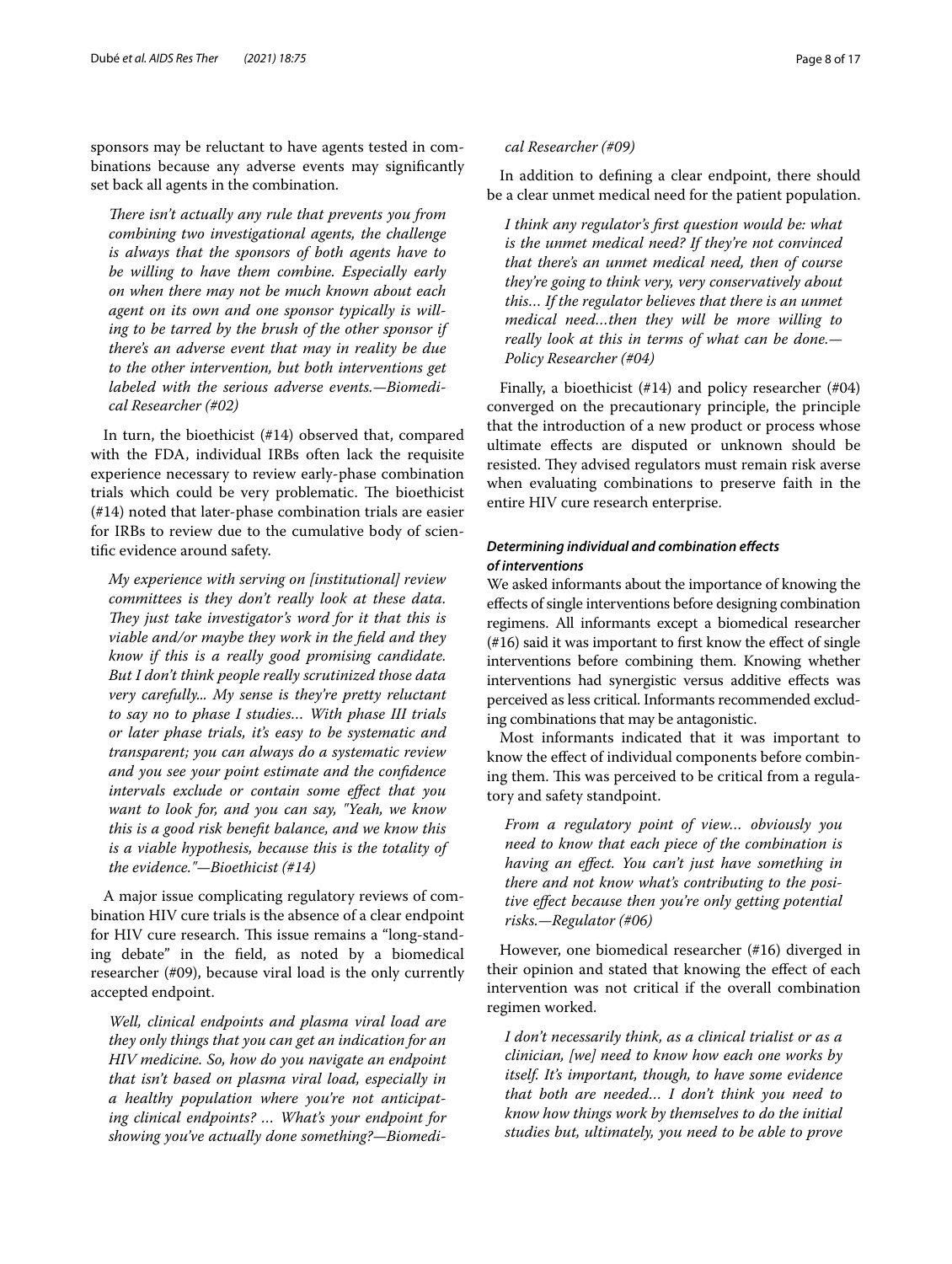sponsors may be reluctant to have agents tested in combinations because any adverse events may significantly set back all agents in the combination.

> *There isn't actually any rule that prevents you from combining two investigational agents, the challenge is always that the sponsors of both agents have to be willing to have them combine. Especially early on when there may not be much known about each agent on its own and one sponsor typically is willing to be tarred by the brush of the other sponsor if there's an adverse event that may in reality be due to the other intervention, but both interventions get labeled with the serious adverse events.—Biomedical Researcher (#02)*

In turn, the bioethicist (#14) observed that, compared with the FDA, individual IRBs often lack the requisite experience necessary to review early-phase combination trials which could be very problematic. The bioethicist (#14) noted that later-phase combination trials are easier for IRBs to review due to the cumulative body of scientific evidence around safety.

> *My experience with serving on [institutional] review committees is they don't really look at these data. They just take investigator's word for it that this is viable and/or maybe they work in the field and they know if this is a really good promising candidate. But I don't think people really scrutinized those data very carefully... My sense is they're pretty reluctant to say no to phase I studies… With phase III trials or later phase trials, it's easy to be systematic and transparent; you can always do a systematic review and you see your point estimate and the confidence intervals exclude or contain some effect that you want to look for, and you can say, "Yeah, we know this is a good risk benefit balance, and we know this is a viable hypothesis, because this is the totality of the evidence."—Bioethicist (#14)*

A major issue complicating regulatory reviews of combination HIV cure trials is the absence of a clear endpoint for HIV cure research. This issue remains a "long-standing debate" in the field, as noted by a biomedical researcher (#09), because viral load is the only currently accepted endpoint.

> *Well, clinical endpoints and plasma viral load are they only things that you can get an indication for an HIV medicine. So, how do you navigate an endpoint that isn't based on plasma viral load, especially in a healthy population where you're not anticipating clinical endpoints? … What's your endpoint for showing you've actually done something?—Biomedical Researcher (#09)*

In addition to defining a clear endpoint, there should be a clear unmet medical need for the patient population.

> *I think any regulator's first question would be: what is the unmet medical need? If they're not convinced that there's an unmet medical need, then of course they're going to think very, very conservatively about this… If the regulator believes that there is an unmet medical need…then they will be more willing to really look at this in terms of what can be done.—Policy Researcher (#04)*

Finally, a bioethicist (#14) and policy researcher (#04) converged on the precautionary principle, the principle that the introduction of a new product or process whose ultimate effects are disputed or unknown should be resisted. They advised regulators must remain risk averse when evaluating combinations to preserve faith in the entire HIV cure research enterprise.

#### *Determining individual and combination effects of interventions*

We asked informants about the importance of knowing the effects of single interventions before designing combination regimens. All informants except a biomedical researcher (#16) said it was important to first know the effect of single interventions before combining them. Knowing whether interventions had synergistic versus additive effects was perceived as less critical. Informants recommended excluding combinations that may be antagonistic.

Most informants indicated that it was important to know the effect of individual components before combining them. This was perceived to be critical from a regulatory and safety standpoint.

> *From a regulatory point of view… obviously you need to know that each piece of the combination is having an effect. You can't just have something in there and not know what's contributing to the positive effect because then you're only getting potential risks.—Regulator (#06)*

However, one biomedical researcher (#16) diverged in their opinion and stated that knowing the effect of each intervention was not critical if the overall combination regimen worked.

> *I don't necessarily think, as a clinical trialist or as a clinician, [we] need to know how each one works by itself. It's important, though, to have some evidence that both are needed… I don't think you need to know how things work by themselves to do the initial studies but, ultimately, you need to be able to prove*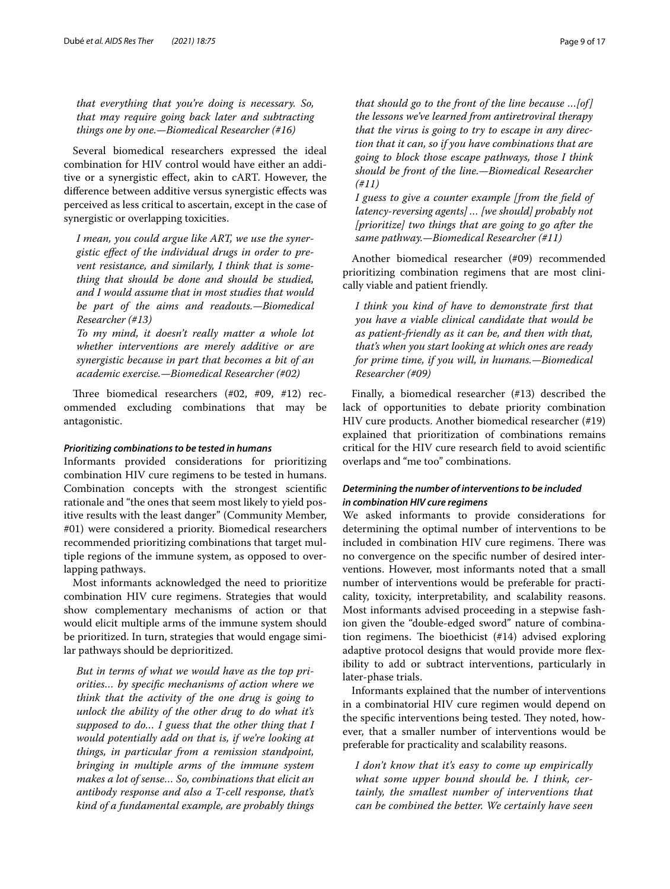*that everything that you're doing is necessary. So, that may require going back later and subtracting things one by one.—Biomedical Researcher (#16)*

Several biomedical researchers expressed the ideal combination for HIV control would have either an additive or a synergistic effect, akin to cART. However, the difference between additive versus synergistic effects was perceived as less critical to ascertain, except in the case of synergistic or overlapping toxicities.

> *I mean, you could argue like ART, we use the synergistic effect of the individual drugs in order to prevent resistance, and similarly, I think that is something that should be done and should be studied, and I would assume that in most studies that would be part of the aims and readouts.—Biomedical Researcher (#13)*
>
> *To my mind, it doesn't really matter a whole lot whether interventions are merely additive or are synergistic because in part that becomes a bit of an academic exercise.—Biomedical Researcher (#02)*

Three biomedical researchers (#02, #09, #12) recommended excluding combinations that may be antagonistic.

#### *Prioritizing combinations to be tested in humans*

Informants provided considerations for prioritizing combination HIV cure regimens to be tested in humans. Combination concepts with the strongest scientific rationale and "the ones that seem most likely to yield positive results with the least danger" (Community Member, #01) were considered a priority. Biomedical researchers recommended prioritizing combinations that target multiple regions of the immune system, as opposed to overlapping pathways.

Most informants acknowledged the need to prioritize combination HIV cure regimens. Strategies that would show complementary mechanisms of action or that would elicit multiple arms of the immune system should be prioritized. In turn, strategies that would engage similar pathways should be deprioritized.

> *But in terms of what we would have as the top priorities… by specific mechanisms of action where we think that the activity of the one drug is going to unlock the ability of the other drug to do what it's supposed to do… I guess that the other thing that I would potentially add on that is, if we're looking at things, in particular from a remission standpoint, bringing in multiple arms of the immune system makes a lot of sense… So, combinations that elicit an antibody response and also a T-cell response, that's kind of a fundamental example, are probably things that should go to the front of the line because …[of] the lessons we've learned from antiretroviral therapy that the virus is going to try to escape in any direction that it can, so if you have combinations that are going to block those escape pathways, those I think should be front of the line.—Biomedical Researcher (#11)*
>
> *I guess to give a counter example [from the field of latency-reversing agents] … [we should] probably not [prioritize] two things that are going to go after the same pathway.—Biomedical Researcher (#11)*

Another biomedical researcher (#09) recommended prioritizing combination regimens that are most clinically viable and patient friendly.

> *I think you kind of have to demonstrate first that you have a viable clinical candidate that would be as patient-friendly as it can be, and then with that, that's when you start looking at which ones are ready for prime time, if you will, in humans.—Biomedical Researcher (#09)*

Finally, a biomedical researcher (#13) described the lack of opportunities to debate priority combination HIV cure products. Another biomedical researcher (#19) explained that prioritization of combinations remains critical for the HIV cure research field to avoid scientific overlaps and "me too" combinations.

#### *Determining the number of interventions to be included in combination HIV cure regimens*

We asked informants to provide considerations for determining the optimal number of interventions to be included in combination HIV cure regimens. There was no convergence on the specific number of desired interventions. However, most informants noted that a small number of interventions would be preferable for practicality, toxicity, interpretability, and scalability reasons. Most informants advised proceeding in a stepwise fashion given the "double-edged sword" nature of combination regimens. The bioethicist (#14) advised exploring adaptive protocol designs that would provide more flexibility to add or subtract interventions, particularly in later-phase trials.

Informants explained that the number of interventions in a combinatorial HIV cure regimen would depend on the specific interventions being tested. They noted, however, that a smaller number of interventions would be preferable for practicality and scalability reasons.

> *I don't know that it's easy to come up empirically what some upper bound should be. I think, certainly, the smallest number of interventions that can be combined the better. We certainly have seen*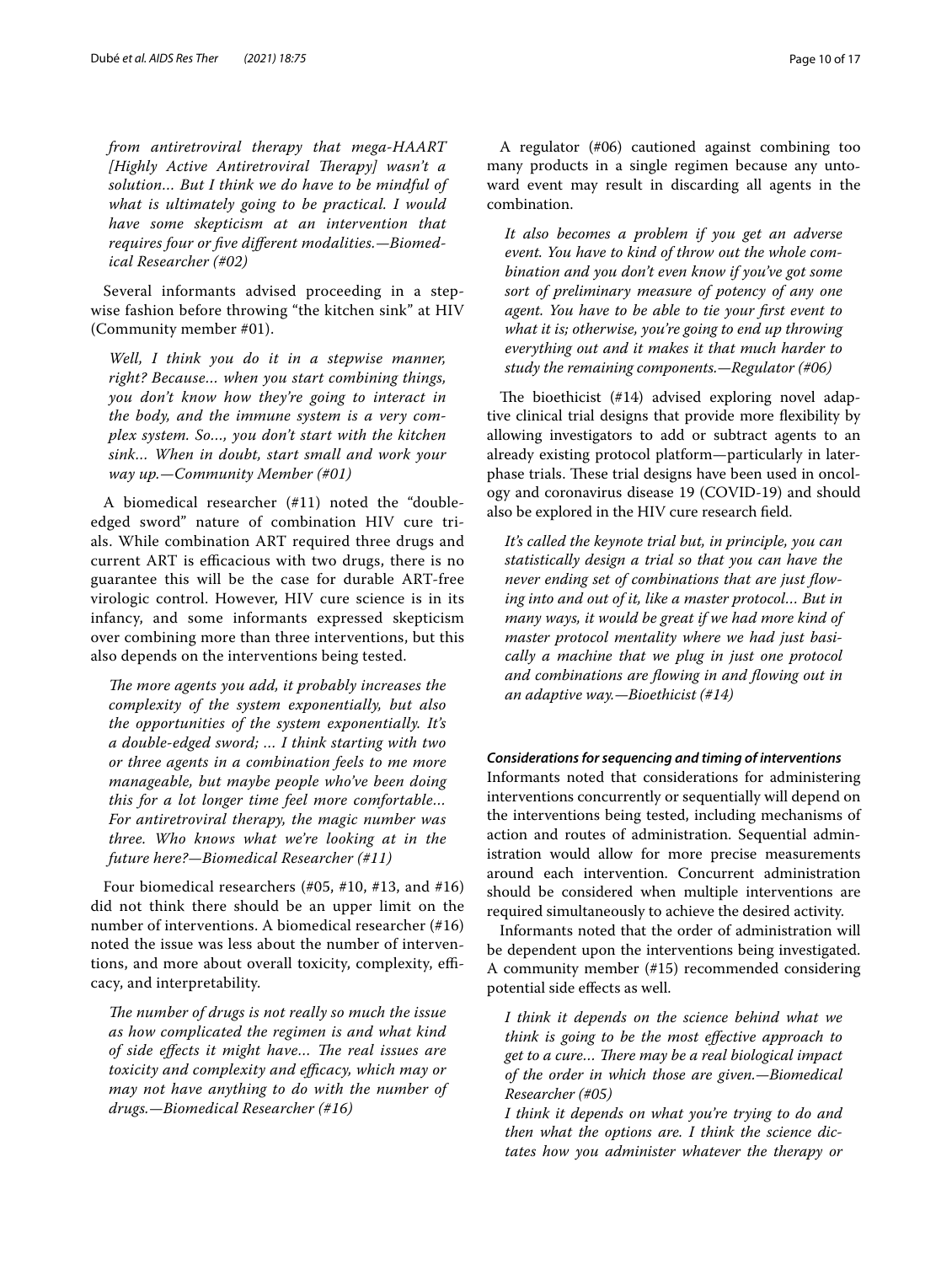*from antiretroviral therapy that mega-HAART [Highly Active Antiretroviral Therapy] wasn't a solution… But I think we do have to be mindful of what is ultimately going to be practical. I would have some skepticism at an intervention that requires four or five different modalities.—Biomedical Researcher (#02)*

Several informants advised proceeding in a stepwise fashion before throwing "the kitchen sink" at HIV (Community member #01).

> *Well, I think you do it in a stepwise manner, right? Because… when you start combining things, you don't know how they're going to interact in the body, and the immune system is a very complex system. So…, you don't start with the kitchen sink… When in doubt, start small and work your way up.—Community Member (#01)*

A biomedical researcher (#11) noted the "double-edged sword" nature of combination HIV cure trials. While combination ART required three drugs and current ART is efficacious with two drugs, there is no guarantee this will be the case for durable ART-free virologic control. However, HIV cure science is in its infancy, and some informants expressed skepticism over combining more than three interventions, but this also depends on the interventions being tested.

> *The more agents you add, it probably increases the complexity of the system exponentially, but also the opportunities of the system exponentially. It's a double-edged sword; … I think starting with two or three agents in a combination feels to me more manageable, but maybe people who've been doing this for a lot longer time feel more comfortable… For antiretroviral therapy, the magic number was three. Who knows what we're looking at in the future here?—Biomedical Researcher (#11)*

Four biomedical researchers (#05, #10, #13, and #16) did not think there should be an upper limit on the number of interventions. A biomedical researcher (#16) noted the issue was less about the number of interventions, and more about overall toxicity, complexity, efficacy, and interpretability.

> *The number of drugs is not really so much the issue as how complicated the regimen is and what kind of side effects it might have… The real issues are toxicity and complexity and efficacy, which may or may not have anything to do with the number of drugs.—Biomedical Researcher (#16)*

A regulator (#06) cautioned against combining too many products in a single regimen because any untoward event may result in discarding all agents in the combination.

> *It also becomes a problem if you get an adverse event. You have to kind of throw out the whole combination and you don't even know if you've got some sort of preliminary measure of potency of any one agent. You have to be able to tie your first event to what it is; otherwise, you're going to end up throwing everything out and it makes it that much harder to study the remaining components.—Regulator (#06)*

The bioethicist (#14) advised exploring novel adaptive clinical trial designs that provide more flexibility by allowing investigators to add or subtract agents to an already existing protocol platform—particularly in later-phase trials. These trial designs have been used in oncology and coronavirus disease 19 (COVID-19) and should also be explored in the HIV cure research field.

> *It's called the keynote trial but, in principle, you can statistically design a trial so that you can have the never ending set of combinations that are just flowing into and out of it, like a master protocol… But in many ways, it would be great if we had more kind of master protocol mentality where we had just basically a machine that we plug in just one protocol and combinations are flowing in and flowing out in an adaptive way.—Bioethicist (#14)*

#### Considerations for sequencing and timing of interventions

Informants noted that considerations for administering interventions concurrently or sequentially will depend on the interventions being tested, including mechanisms of action and routes of administration. Sequential administration would allow for more precise measurements around each intervention. Concurrent administration should be considered when multiple interventions are required simultaneously to achieve the desired activity.

Informants noted that the order of administration will be dependent upon the interventions being investigated. A community member (#15) recommended considering potential side effects as well.

> *I think it depends on the science behind what we think is going to be the most effective approach to get to a cure… There may be a real biological impact of the order in which those are given.—Biomedical Researcher (#05)*
>
> *I think it depends on what you're trying to do and then what the options are. I think the science dictates how you administer whatever the therapy or*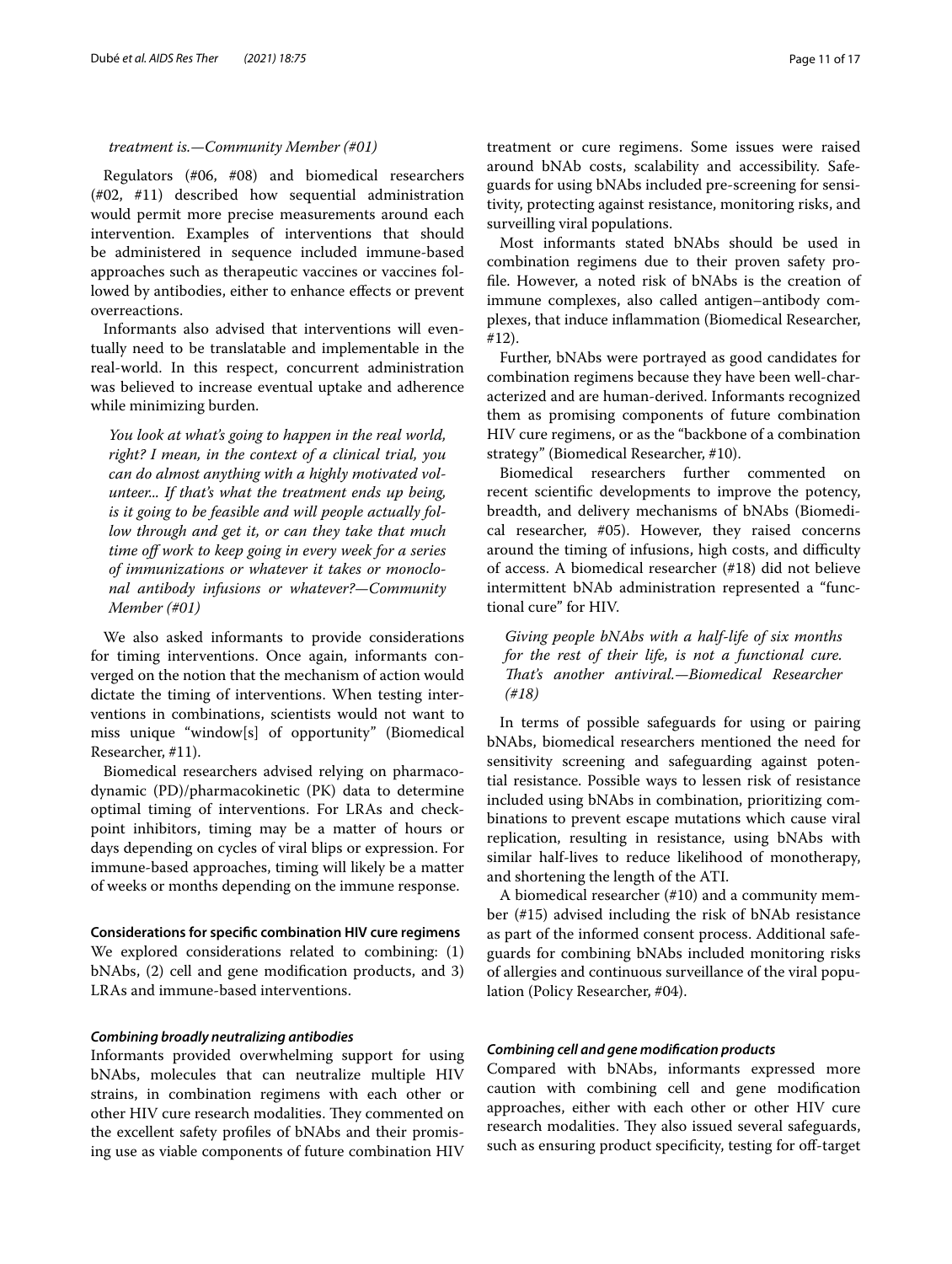*treatment is.—Community Member (#01)*

Regulators (#06, #08) and biomedical researchers (#02, #11) described how sequential administration would permit more precise measurements around each intervention. Examples of interventions that should be administered in sequence included immune-based approaches such as therapeutic vaccines or vaccines followed by antibodies, either to enhance effects or prevent overreactions.

Informants also advised that interventions will eventually need to be translatable and implementable in the real-world. In this respect, concurrent administration was believed to increase eventual uptake and adherence while minimizing burden.

> *You look at what's going to happen in the real world, right? I mean, in the context of a clinical trial, you can do almost anything with a highly motivated volunteer... If that's what the treatment ends up being, is it going to be feasible and will people actually follow through and get it, or can they take that much time off work to keep going in every week for a series of immunizations or whatever it takes or monoclonal antibody infusions or whatever?—Community Member (#01)*

We also asked informants to provide considerations for timing interventions. Once again, informants converged on the notion that the mechanism of action would dictate the timing of interventions. When testing interventions in combinations, scientists would not want to miss unique "window[s] of opportunity" (Biomedical Researcher, #11).

Biomedical researchers advised relying on pharmacodynamic (PD)/pharmacokinetic (PK) data to determine optimal timing of interventions. For LRAs and checkpoint inhibitors, timing may be a matter of hours or days depending on cycles of viral blips or expression. For immune-based approaches, timing will likely be a matter of weeks or months depending on the immune response.

#### Considerations for specific combination HIV cure regimens

We explored considerations related to combining: (1) bNAbs, (2) cell and gene modification products, and 3) LRAs and immune-based interventions.

##### *Combining broadly neutralizing antibodies*

Informants provided overwhelming support for using bNAbs, molecules that can neutralize multiple HIV strains, in combination regimens with each other or other HIV cure research modalities. They commented on the excellent safety profiles of bNAbs and their promising use as viable components of future combination HIV treatment or cure regimens. Some issues were raised around bNAb costs, scalability and accessibility. Safeguards for using bNAbs included pre-screening for sensitivity, protecting against resistance, monitoring risks, and surveilling viral populations.

Most informants stated bNAbs should be used in combination regimens due to their proven safety profile. However, a noted risk of bNAbs is the creation of immune complexes, also called antigen–antibody complexes, that induce inflammation (Biomedical Researcher, #12).

Further, bNAbs were portrayed as good candidates for combination regimens because they have been well-characterized and are human-derived. Informants recognized them as promising components of future combination HIV cure regimens, or as the "backbone of a combination strategy" (Biomedical Researcher, #10).

Biomedical researchers further commented on recent scientific developments to improve the potency, breadth, and delivery mechanisms of bNAbs (Biomedical researcher, #05). However, they raised concerns around the timing of infusions, high costs, and difficulty of access. A biomedical researcher (#18) did not believe intermittent bNAb administration represented a "functional cure" for HIV.

> *Giving people bNAbs with a half-life of six months for the rest of their life, is not a functional cure. That's another antiviral.—Biomedical Researcher (#18)*

In terms of possible safeguards for using or pairing bNAbs, biomedical researchers mentioned the need for sensitivity screening and safeguarding against potential resistance. Possible ways to lessen risk of resistance included using bNAbs in combination, prioritizing combinations to prevent escape mutations which cause viral replication, resulting in resistance, using bNAbs with similar half-lives to reduce likelihood of monotherapy, and shortening the length of the ATI.

A biomedical researcher (#10) and a community member (#15) advised including the risk of bNAb resistance as part of the informed consent process. Additional safeguards for combining bNAbs included monitoring risks of allergies and continuous surveillance of the viral population (Policy Researcher, #04).

##### *Combining cell and gene modification products*

Compared with bNAbs, informants expressed more caution with combining cell and gene modification approaches, either with each other or other HIV cure research modalities. They also issued several safeguards, such as ensuring product specificity, testing for off-target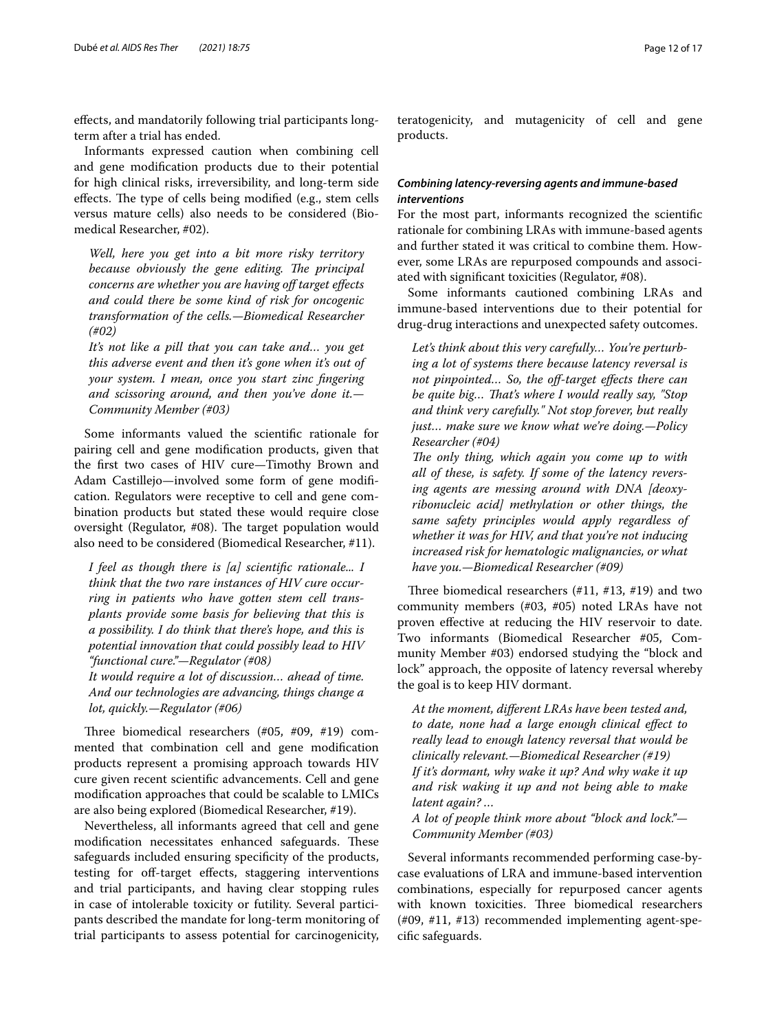effects, and mandatorily following trial participants long-term after a trial has ended.

Informants expressed caution when combining cell and gene modification products due to their potential for high clinical risks, irreversibility, and long-term side effects. The type of cells being modified (e.g., stem cells versus mature cells) also needs to be considered (Biomedical Researcher, #02).

> *Well, here you get into a bit more risky territory because obviously the gene editing. The principal concerns are whether you are having off target effects and could there be some kind of risk for oncogenic transformation of the cells.—Biomedical Researcher (#02)*
>
> *It's not like a pill that you can take and… you get this adverse event and then it's gone when it's out of your system. I mean, once you start zinc fingering and scissoring around, and then you've done it.—Community Member (#03)*

Some informants valued the scientific rationale for pairing cell and gene modification products, given that the first two cases of HIV cure—Timothy Brown and Adam Castillejo—involved some form of gene modification. Regulators were receptive to cell and gene combination products but stated these would require close oversight (Regulator, #08). The target population would also need to be considered (Biomedical Researcher, #11).

> *I feel as though there is [a] scientific rationale... I think that the two rare instances of HIV cure occurring in patients who have gotten stem cell transplants provide some basis for believing that this is a possibility. I do think that there's hope, and this is potential innovation that could possibly lead to HIV "functional cure."—Regulator (#08)*
>
> *It would require a lot of discussion… ahead of time. And our technologies are advancing, things change a lot, quickly.—Regulator (#06)*

Three biomedical researchers (#05, #09, #19) commented that combination cell and gene modification products represent a promising approach towards HIV cure given recent scientific advancements. Cell and gene modification approaches that could be scalable to LMICs are also being explored (Biomedical Researcher, #19).

Nevertheless, all informants agreed that cell and gene modification necessitates enhanced safeguards. These safeguards included ensuring specificity of the products, testing for off-target effects, staggering interventions and trial participants, and having clear stopping rules in case of intolerable toxicity or futility. Several participants described the mandate for long-term monitoring of trial participants to assess potential for carcinogenicity, teratogenicity, and mutagenicity of cell and gene products.

#### *Combining latency-reversing agents and immune-based interventions*

For the most part, informants recognized the scientific rationale for combining LRAs with immune-based agents and further stated it was critical to combine them. However, some LRAs are repurposed compounds and associated with significant toxicities (Regulator, #08).

Some informants cautioned combining LRAs and immune-based interventions due to their potential for drug-drug interactions and unexpected safety outcomes.

> *Let's think about this very carefully… You're perturbing a lot of systems there because latency reversal is not pinpointed… So, the off-target effects there can be quite big… That's where I would really say, "Stop and think very carefully." Not stop forever, but really just… make sure we know what we're doing.—Policy Researcher (#04)*
>
> *The only thing, which again you come up to with all of these, is safety. If some of the latency reversing agents are messing around with DNA [deoxyribonucleic acid] methylation or other things, the same safety principles would apply regardless of whether it was for HIV, and that you're not inducing increased risk for hematologic malignancies, or what have you.—Biomedical Researcher (#09)*

Three biomedical researchers (#11, #13, #19) and two community members (#03, #05) noted LRAs have not proven effective at reducing the HIV reservoir to date. Two informants (Biomedical Researcher #05, Community Member #03) endorsed studying the "block and lock" approach, the opposite of latency reversal whereby the goal is to keep HIV dormant.

> *At the moment, different LRAs have been tested and, to date, none had a large enough clinical effect to really lead to enough latency reversal that would be clinically relevant.—Biomedical Researcher (#19)*
>
> *If it's dormant, why wake it up? And why wake it up and risk waking it up and not being able to make latent again? …*
>
> *A lot of people think more about "block and lock."—Community Member (#03)*

Several informants recommended performing case-by-case evaluations of LRA and immune-based intervention combinations, especially for repurposed cancer agents with known toxicities. Three biomedical researchers (#09, #11, #13) recommended implementing agent-specific safeguards.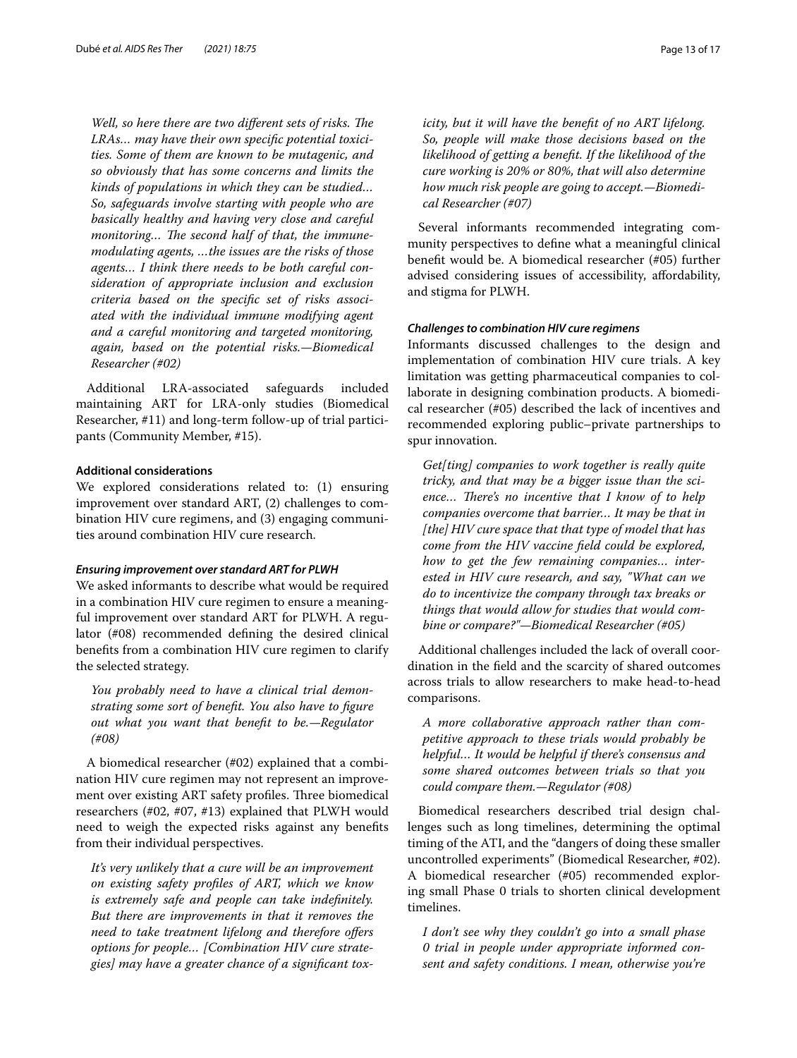*Well, so here there are two different sets of risks. The LRAs… may have their own specific potential toxicities. Some of them are known to be mutagenic, and so obviously that has some concerns and limits the kinds of populations in which they can be studied… So, safeguards involve starting with people who are basically healthy and having very close and careful monitoring… The second half of that, the immune-modulating agents, …the issues are the risks of those agents… I think there needs to be both careful consideration of appropriate inclusion and exclusion criteria based on the specific set of risks associated with the individual immune modifying agent and a careful monitoring and targeted monitoring, again, based on the potential risks.—Biomedical Researcher (#02)*

Additional LRA-associated safeguards included maintaining ART for LRA-only studies (Biomedical Researcher, #11) and long-term follow-up of trial participants (Community Member, #15).

### Additional considerations

We explored considerations related to: (1) ensuring improvement over standard ART, (2) challenges to combination HIV cure regimens, and (3) engaging communities around combination HIV cure research.

#### *Ensuring improvement over standard ART for PLWH*

We asked informants to describe what would be required in a combination HIV cure regimen to ensure a meaningful improvement over standard ART for PLWH. A regulator (#08) recommended defining the desired clinical benefits from a combination HIV cure regimen to clarify the selected strategy.

*You probably need to have a clinical trial demonstrating some sort of benefit. You also have to figure out what you want that benefit to be.—Regulator (#08)*

A biomedical researcher (#02) explained that a combination HIV cure regimen may not represent an improvement over existing ART safety profiles. Three biomedical researchers (#02, #07, #13) explained that PLWH would need to weigh the expected risks against any benefits from their individual perspectives.

*It's very unlikely that a cure will be an improvement on existing safety profiles of ART, which we know is extremely safe and people can take indefinitely. But there are improvements in that it removes the need to take treatment lifelong and therefore offers options for people… [Combination HIV cure strategies] may have a greater chance of a significant toxicity, but it will have the benefit of no ART lifelong. So, people will make those decisions based on the likelihood of getting a benefit. If the likelihood of the cure working is 20% or 80%, that will also determine how much risk people are going to accept.—Biomedical Researcher (#07)*

Several informants recommended integrating community perspectives to define what a meaningful clinical benefit would be. A biomedical researcher (#05) further advised considering issues of accessibility, affordability, and stigma for PLWH.

#### *Challenges to combination HIV cure regimens*

Informants discussed challenges to the design and implementation of combination HIV cure trials. A key limitation was getting pharmaceutical companies to collaborate in designing combination products. A biomedical researcher (#05) described the lack of incentives and recommended exploring public–private partnerships to spur innovation.

*Get[ting] companies to work together is really quite tricky, and that may be a bigger issue than the science… There's no incentive that I know of to help companies overcome that barrier… It may be that in [the] HIV cure space that that type of model that has come from the HIV vaccine field could be explored, how to get the few remaining companies… interested in HIV cure research, and say, "What can we do to incentivize the company through tax breaks or things that would allow for studies that would combine or compare?"—Biomedical Researcher (#05)*

Additional challenges included the lack of overall coordination in the field and the scarcity of shared outcomes across trials to allow researchers to make head-to-head comparisons.

*A more collaborative approach rather than competitive approach to these trials would probably be helpful… It would be helpful if there's consensus and some shared outcomes between trials so that you could compare them.—Regulator (#08)*

Biomedical researchers described trial design challenges such as long timelines, determining the optimal timing of the ATI, and the "dangers of doing these smaller uncontrolled experiments" (Biomedical Researcher, #02). A biomedical researcher (#05) recommended exploring small Phase 0 trials to shorten clinical development timelines.

*I don't see why they couldn't go into a small phase 0 trial in people under appropriate informed consent and safety conditions. I mean, otherwise you're*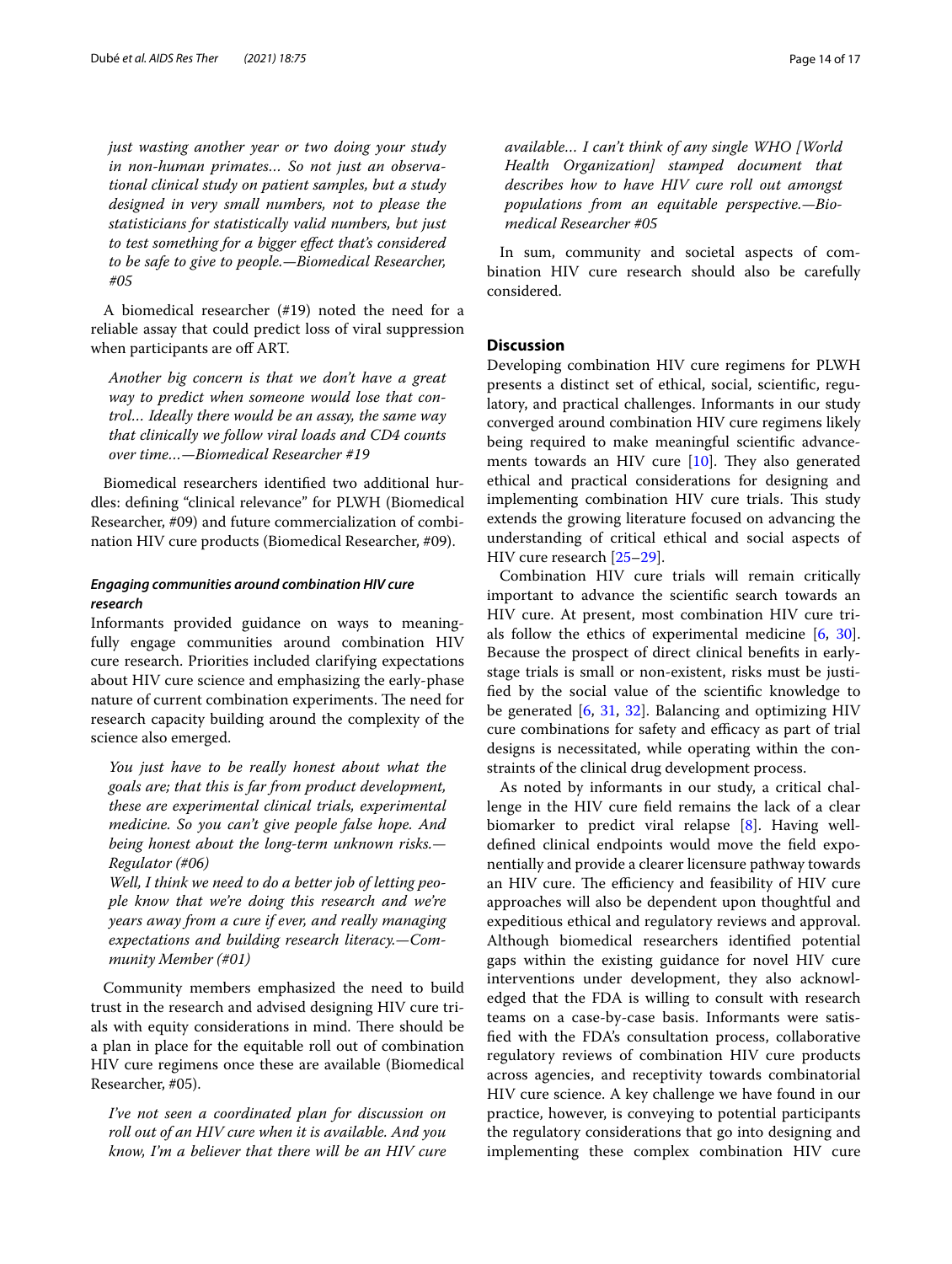*just wasting another year or two doing your study in non-human primates… So not just an observational clinical study on patient samples, but a study designed in very small numbers, not to please the statisticians for statistically valid numbers, but just to test something for a bigger effect that's considered to be safe to give to people.—Biomedical Researcher, #05*

A biomedical researcher (#19) noted the need for a reliable assay that could predict loss of viral suppression when participants are off ART.

> *Another big concern is that we don't have a great way to predict when someone would lose that control… Ideally there would be an assay, the same way that clinically we follow viral loads and CD4 counts over time…—Biomedical Researcher #19*

Biomedical researchers identified two additional hurdles: defining "clinical relevance" for PLWH (Biomedical Researcher, #09) and future commercialization of combination HIV cure products (Biomedical Researcher, #09).

### *Engaging communities around combination HIV cure research*

Informants provided guidance on ways to meaningfully engage communities around combination HIV cure research. Priorities included clarifying expectations about HIV cure science and emphasizing the early-phase nature of current combination experiments. The need for research capacity building around the complexity of the science also emerged.

> *You just have to be really honest about what the goals are; that this is far from product development, these are experimental clinical trials, experimental medicine. So you can't give people false hope. And being honest about the long-term unknown risks.—Regulator (#06)*
>
> *Well, I think we need to do a better job of letting people know that we're doing this research and we're years away from a cure if ever, and really managing expectations and building research literacy.—Community Member (#01)*

Community members emphasized the need to build trust in the research and advised designing HIV cure trials with equity considerations in mind. There should be a plan in place for the equitable roll out of combination HIV cure regimens once these are available (Biomedical Researcher, #05).

> *I've not seen a coordinated plan for discussion on roll out of an HIV cure when it is available. And you know, I'm a believer that there will be an HIV cure available… I can't think of any single WHO [World Health Organization] stamped document that describes how to have HIV cure roll out amongst populations from an equitable perspective.—Biomedical Researcher #05*

In sum, community and societal aspects of combination HIV cure research should also be carefully considered.

## Discussion

Developing combination HIV cure regimens for PLWH presents a distinct set of ethical, social, scientific, regulatory, and practical challenges. Informants in our study converged around combination HIV cure regimens likely being required to make meaningful scientific advancements towards an HIV cure [10]. They also generated ethical and practical considerations for designing and implementing combination HIV cure trials. This study extends the growing literature focused on advancing the understanding of critical ethical and social aspects of HIV cure research [25–29].

Combination HIV cure trials will remain critically important to advance the scientific search towards an HIV cure. At present, most combination HIV cure trials follow the ethics of experimental medicine [6, 30]. Because the prospect of direct clinical benefits in early-stage trials is small or non-existent, risks must be justified by the social value of the scientific knowledge to be generated [6, 31, 32]. Balancing and optimizing HIV cure combinations for safety and efficacy as part of trial designs is necessitated, while operating within the constraints of the clinical drug development process.

As noted by informants in our study, a critical challenge in the HIV cure field remains the lack of a clear biomarker to predict viral relapse [8]. Having well-defined clinical endpoints would move the field exponentially and provide a clearer licensure pathway towards an HIV cure. The efficiency and feasibility of HIV cure approaches will also be dependent upon thoughtful and expeditious ethical and regulatory reviews and approval. Although biomedical researchers identified potential gaps within the existing guidance for novel HIV cure interventions under development, they also acknowledged that the FDA is willing to consult with research teams on a case-by-case basis. Informants were satisfied with the FDA's consultation process, collaborative regulatory reviews of combination HIV cure products across agencies, and receptivity towards combinatorial HIV cure science. A key challenge we have found in our practice, however, is conveying to potential participants the regulatory considerations that go into designing and implementing these complex combination HIV cure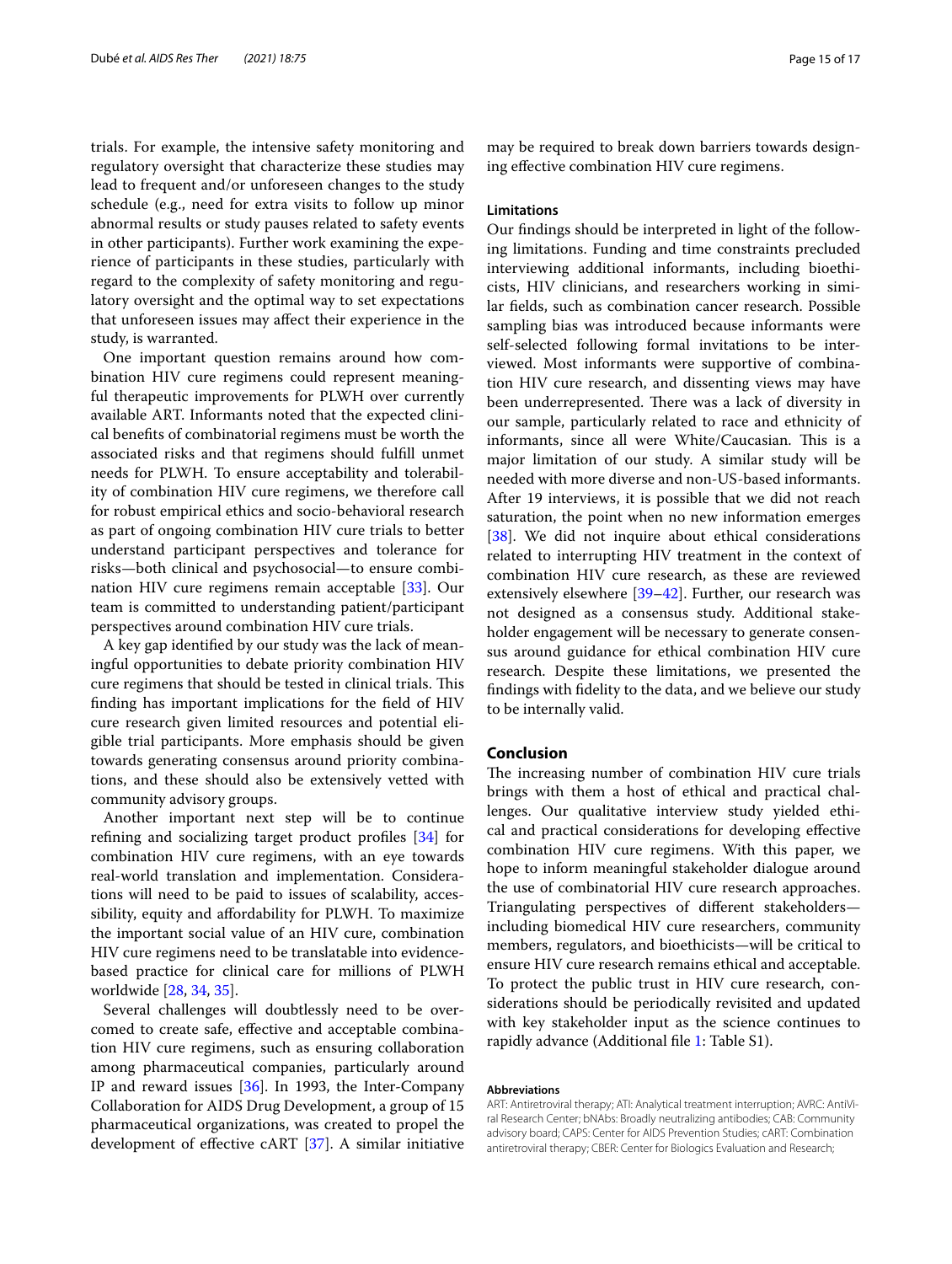trials. For example, the intensive safety monitoring and regulatory oversight that characterize these studies may lead to frequent and/or unforeseen changes to the study schedule (e.g., need for extra visits to follow up minor abnormal results or study pauses related to safety events in other participants). Further work examining the experience of participants in these studies, particularly with regard to the complexity of safety monitoring and regulatory oversight and the optimal way to set expectations that unforeseen issues may affect their experience in the study, is warranted.

One important question remains around how combination HIV cure regimens could represent meaningful therapeutic improvements for PLWH over currently available ART. Informants noted that the expected clinical benefits of combinatorial regimens must be worth the associated risks and that regimens should fulfill unmet needs for PLWH. To ensure acceptability and tolerability of combination HIV cure regimens, we therefore call for robust empirical ethics and socio-behavioral research as part of ongoing combination HIV cure trials to better understand participant perspectives and tolerance for risks—both clinical and psychosocial—to ensure combination HIV cure regimens remain acceptable [33]. Our team is committed to understanding patient/participant perspectives around combination HIV cure trials.

A key gap identified by our study was the lack of meaningful opportunities to debate priority combination HIV cure regimens that should be tested in clinical trials. This finding has important implications for the field of HIV cure research given limited resources and potential eligible trial participants. More emphasis should be given towards generating consensus around priority combinations, and these should also be extensively vetted with community advisory groups.

Another important next step will be to continue refining and socializing target product profiles [34] for combination HIV cure regimens, with an eye towards real-world translation and implementation. Considerations will need to be paid to issues of scalability, accessibility, equity and affordability for PLWH. To maximize the important social value of an HIV cure, combination HIV cure regimens need to be translatable into evidence-based practice for clinical care for millions of PLWH worldwide [28, 34, 35].

Several challenges will doubtlessly need to be overcomed to create safe, effective and acceptable combination HIV cure regimens, such as ensuring collaboration among pharmaceutical companies, particularly around IP and reward issues [36]. In 1993, the Inter-Company Collaboration for AIDS Drug Development, a group of 15 pharmaceutical organizations, was created to propel the development of effective cART [37]. A similar initiative may be required to break down barriers towards designing effective combination HIV cure regimens.

### Limitations

Our findings should be interpreted in light of the following limitations. Funding and time constraints precluded interviewing additional informants, including bioethicists, HIV clinicians, and researchers working in similar fields, such as combination cancer research. Possible sampling bias was introduced because informants were self-selected following formal invitations to be interviewed. Most informants were supportive of combination HIV cure research, and dissenting views may have been underrepresented. There was a lack of diversity in our sample, particularly related to race and ethnicity of informants, since all were White/Caucasian. This is a major limitation of our study. A similar study will be needed with more diverse and non-US-based informants. After 19 interviews, it is possible that we did not reach saturation, the point when no new information emerges [38]. We did not inquire about ethical considerations related to interrupting HIV treatment in the context of combination HIV cure research, as these are reviewed extensively elsewhere [39–42]. Further, our research was not designed as a consensus study. Additional stakeholder engagement will be necessary to generate consensus around guidance for ethical combination HIV cure research. Despite these limitations, we presented the findings with fidelity to the data, and we believe our study to be internally valid.

## Conclusion

The increasing number of combination HIV cure trials brings with them a host of ethical and practical challenges. Our qualitative interview study yielded ethical and practical considerations for developing effective combination HIV cure regimens. With this paper, we hope to inform meaningful stakeholder dialogue around the use of combinatorial HIV cure research approaches. Triangulating perspectives of different stakeholders—including biomedical HIV cure researchers, community members, regulators, and bioethicists—will be critical to ensure HIV cure research remains ethical and acceptable. To protect the public trust in HIV cure research, considerations should be periodically revisited and updated with key stakeholder input as the science continues to rapidly advance (Additional file 1: Table S1).

#### Abbreviations

ART: Antiretroviral therapy; ATI: Analytical treatment interruption; AVRC: AntiViral Research Center; bNAbs: Broadly neutralizing antibodies; CAB: Community advisory board; CAPS: Center for AIDS Prevention Studies; cART: Combination antiretroviral therapy; CBER: Center for Biologics Evaluation and Research;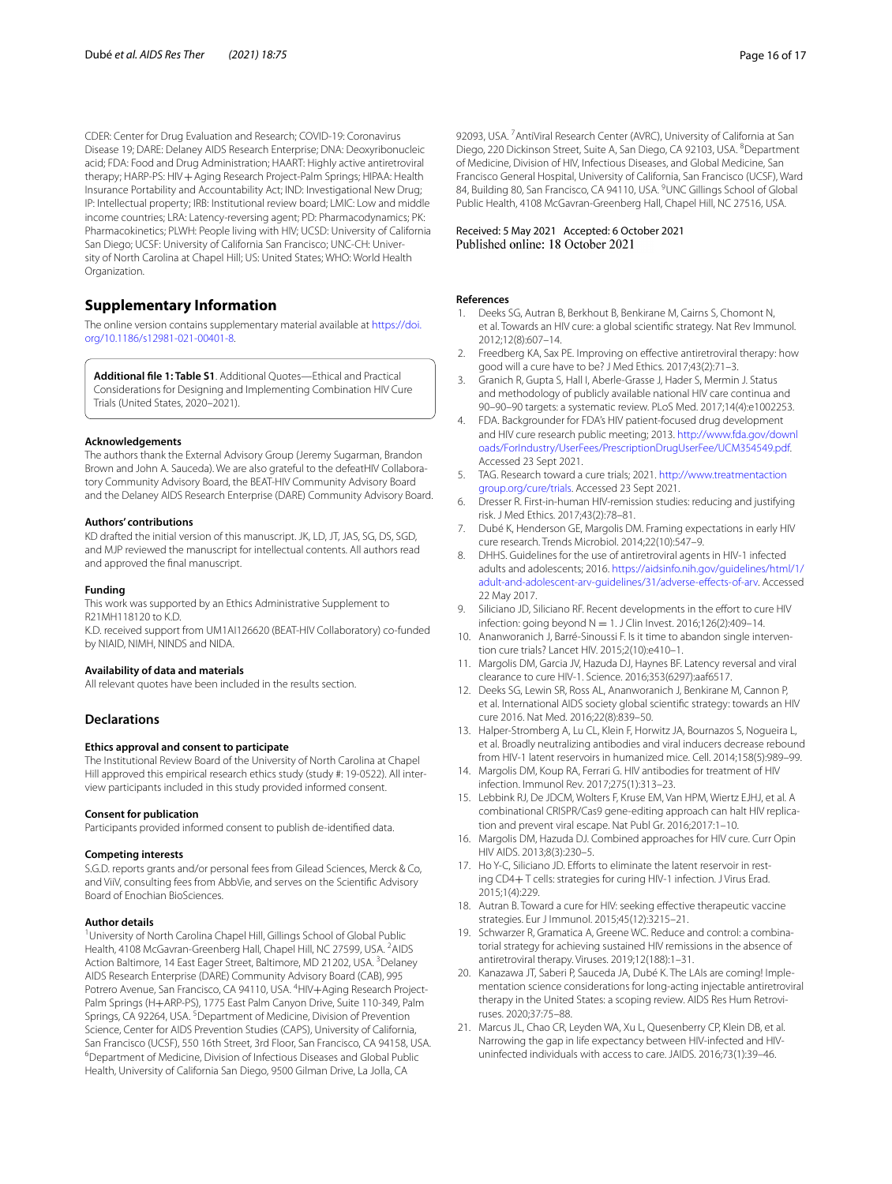CDER: Center for Drug Evaluation and Research; COVID-19: Coronavirus Disease 19; DARE: Delaney AIDS Research Enterprise; DNA: Deoxyribonucleic acid; FDA: Food and Drug Administration; HAART: Highly active antiretroviral therapy; HARP-PS: HIV+Aging Research Project-Palm Springs; HIPAA: Health Insurance Portability and Accountability Act; IND: Investigational New Drug; IP: Intellectual property; IRB: Institutional review board; LMIC: Low and middle income countries; LRA: Latency-reversing agent; PD: Pharmacodynamics; PK: Pharmacokinetics; PLWH: People living with HIV; UCSD: University of California San Diego; UCSF: University of California San Francisco; UNC-CH: University of North Carolina at Chapel Hill; US: United States; WHO: World Health Organization.

## Supplementary Information

The online version contains supplementary material available at https://doi.org/10.1186/s12981-021-00401-8.

**Additional file 1: Table S1**. Additional Quotes—Ethical and Practical Considerations for Designing and Implementing Combination HIV Cure Trials (United States, 2020–2021).

### Acknowledgements

The authors thank the External Advisory Group (Jeremy Sugarman, Brandon Brown and John A. Sauceda). We are also grateful to the defeatHIV Collaboratory Community Advisory Board, the BEAT-HIV Community Advisory Board and the Delaney AIDS Research Enterprise (DARE) Community Advisory Board.

### Authors' contributions

KD drafted the initial version of this manuscript. JK, LD, JT, JAS, SG, DS, SGD, and MJP reviewed the manuscript for intellectual contents. All authors read and approved the final manuscript.

### Funding

This work was supported by an Ethics Administrative Supplement to R21MH118120 to K.D.

K.D. received support from UM1AI126620 (BEAT-HIV Collaboratory) co-funded by NIAID, NIMH, NINDS and NIDA.

### Availability of data and materials

All relevant quotes have been included in the results section.

## Declarations

### Ethics approval and consent to participate

The Institutional Review Board of the University of North Carolina at Chapel Hill approved this empirical research ethics study (study #: 19-0522). All interview participants included in this study provided informed consent.

### Consent for publication

Participants provided informed consent to publish de-identified data.

### Competing interests

S.G.D. reports grants and/or personal fees from Gilead Sciences, Merck & Co, and ViiV, consulting fees from AbbVie, and serves on the Scientific Advisory Board of Enochian BioSciences.

### Author details

[1]University of North Carolina Chapel Hill, Gillings School of Global Public Health, 4108 McGavran-Greenberg Hall, Chapel Hill, NC 27599, USA. [2]AIDS Action Baltimore, 14 East Eager Street, Baltimore, MD 21202, USA. [3]Delaney AIDS Research Enterprise (DARE) Community Advisory Board (CAB), 995 Potrero Avenue, San Francisco, CA 94110, USA. [4]HIV+Aging Research Project-Palm Springs (H+ARP-PS), 1775 East Palm Canyon Drive, Suite 110-349, Palm Springs, CA 92264, USA. [5]Department of Medicine, Division of Prevention Science, Center for AIDS Prevention Studies (CAPS), University of California, San Francisco (UCSF), 550 16th Street, 3rd Floor, San Francisco, CA 94158, USA. [6]Department of Medicine, Division of Infectious Diseases and Global Public Health, University of California San Diego, 9500 Gilman Drive, La Jolla, CA 92093, USA. [7]AntiViral Research Center (AVRC), University of California at San Diego, 220 Dickinson Street, Suite A, San Diego, CA 92103, USA. [8]Department of Medicine, Division of HIV, Infectious Diseases, and Global Medicine, San Francisco General Hospital, University of California, San Francisco (UCSF), Ward 84, Building 80, San Francisco, CA 94110, USA. [9]UNC Gillings School of Global Public Health, 4108 McGavran-Greenberg Hall, Chapel Hill, NC 27516, USA.

Received: 5 May 2021 Accepted: 6 October 2021
Published online: 18 October 2021

### References

1. Deeks SG, Autran B, Berkhout B, Benkirane M, Cairns S, Chomont N, et al. Towards an HIV cure: a global scientific strategy. Nat Rev Immunol. 2012;12(8):607–14.
2. Freedberg KA, Sax PE. Improving on effective antiretroviral therapy: how good will a cure have to be? J Med Ethics. 2017;43(2):71–3.
3. Granich R, Gupta S, Hall I, Aberle-Grasse J, Hader S, Mermin J. Status and methodology of publicly available national HIV care continua and 90–90–90 targets: a systematic review. PLoS Med. 2017;14(4):e1002253.
4. FDA. Backgrounder for FDA's HIV patient-focused drug development and HIV cure research public meeting; 2013. http://www.fda.gov/downloads/ForIndustry/UserFees/PrescriptionDrugUserFee/UCM354549.pdf. Accessed 23 Sept 2021.
5. TAG. Research toward a cure trials; 2021. http://www.treatmentactiongroup.org/cure/trials. Accessed 23 Sept 2021.
6. Dresser R. First-in-human HIV-remission studies: reducing and justifying risk. J Med Ethics. 2017;43(2):78–81.
7. Dubé K, Henderson GE, Margolis DM. Framing expectations in early HIV cure research. Trends Microbiol. 2014;22(10):547–9.
8. DHHS. Guidelines for the use of antiretroviral agents in HIV-1 infected adults and adolescents; 2016. https://aidsinfo.nih.gov/guidelines/html/1/adult-and-adolescent-arv-guidelines/31/adverse-effects-of-arv. Accessed 22 May 2017.
9. Siliciano JD, Siliciano RF. Recent developments in the effort to cure HIV infection: going beyond N = 1. J Clin Invest. 2016;126(2):409–14.
10. Ananworanich J, Barré-Sinoussi F. Is it time to abandon single intervention cure trials? Lancet HIV. 2015;2(10):e410–1.
11. Margolis DM, Garcia JV, Hazuda DJ, Haynes BF. Latency reversal and viral clearance to cure HIV-1. Science. 2016;353(6297):aaf6517.
12. Deeks SG, Lewin SR, Ross AL, Ananworanich J, Benkirane M, Cannon P, et al. International AIDS society global scientific strategy: towards an HIV cure 2016. Nat Med. 2016;22(8):839–50.
13. Halper-Stromberg A, Lu CL, Klein F, Horwitz JA, Bournazos S, Nogueira L, et al. Broadly neutralizing antibodies and viral inducers decrease rebound from HIV-1 latent reservoirs in humanized mice. Cell. 2014;158(5):989–99.
14. Margolis DM, Koup RA, Ferrari G. HIV antibodies for treatment of HIV infection. Immunol Rev. 2017;275(1):313–23.
15. Lebbink RJ, De JDCM, Wolters F, Kruse EM, Van HPM, Wiertz EJHJ, et al. A combinational CRISPR/Cas9 gene-editing approach can halt HIV replication and prevent viral escape. Nat Publ Gr. 2016;2017:1–10.
16. Margolis DM, Hazuda DJ. Combined approaches for HIV cure. Curr Opin HIV AIDS. 2013;8(3):230–5.
17. Ho Y-C, Siliciano JD. Efforts to eliminate the latent reservoir in resting CD4+ T cells: strategies for curing HIV-1 infection. J Virus Erad. 2015;1(4):229.
18. Autran B. Toward a cure for HIV: seeking effective therapeutic vaccine strategies. Eur J Immunol. 2015;45(12):3215–21.
19. Schwarzer R, Gramatica A, Greene WC. Reduce and control: a combinatorial strategy for achieving sustained HIV remissions in the absence of antiretroviral therapy. Viruses. 2019;12(188):1–31.
20. Kanazawa JT, Saberi P, Sauceda JA, Dubé K. The LAIs are coming! Implementation science considerations for long-acting injectable antiretroviral therapy in the United States: a scoping review. AIDS Res Hum Retroviruses. 2020;37:75–88.
21. Marcus JL, Chao CR, Leyden WA, Xu L, Quesenberry CP, Klein DB, et al. Narrowing the gap in life expectancy between HIV-infected and HIV-uninfected individuals with access to care. JAIDS. 2016;73(1):39–46.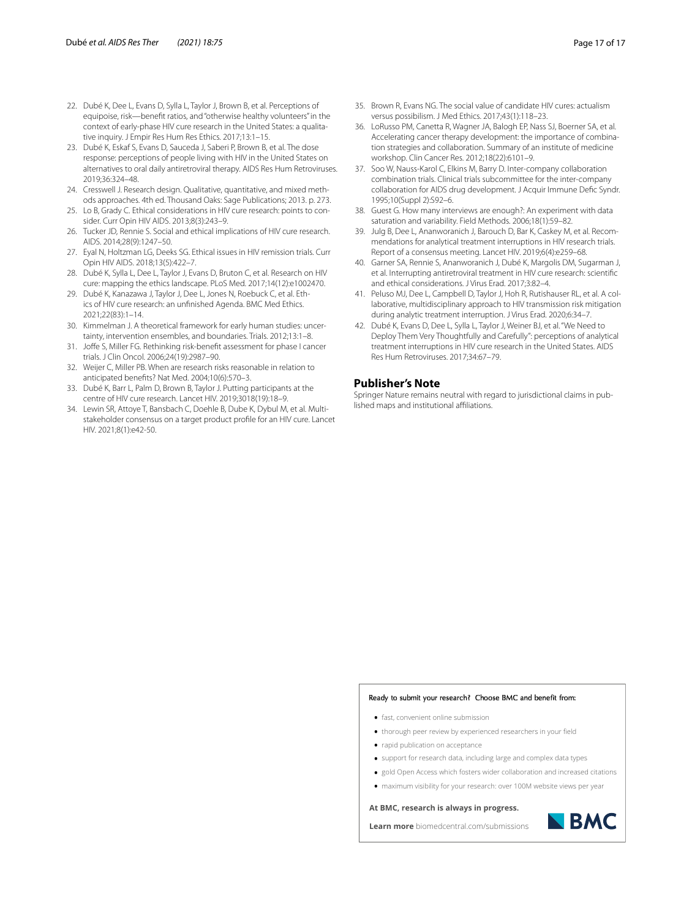22. Dubé K, Dee L, Evans D, Sylla L, Taylor J, Brown B, et al. Perceptions of equipoise, risk—benefit ratios, and "otherwise healthy volunteers" in the context of early-phase HIV cure research in the United States: a qualitative inquiry. J Empir Res Hum Res Ethics. 2017;13:1–15.
23. Dubé K, Eskaf S, Evans D, Sauceda J, Saberi P, Brown B, et al. The dose response: perceptions of people living with HIV in the United States on alternatives to oral daily antiretroviral therapy. AIDS Res Hum Retroviruses. 2019;36:324–48.
24. Cresswell J. Research design. Qualitative, quantitative, and mixed methods approaches. 4th ed. Thousand Oaks: Sage Publications; 2013. p. 273.
25. Lo B, Grady C. Ethical considerations in HIV cure research: points to consider. Curr Opin HIV AIDS. 2013;8(3):243–9.
26. Tucker JD, Rennie S. Social and ethical implications of HIV cure research. AIDS. 2014;28(9):1247–50.
27. Eyal N, Holtzman LG, Deeks SG. Ethical issues in HIV remission trials. Curr Opin HIV AIDS. 2018;13(5):422–7.
28. Dubé K, Sylla L, Dee L, Taylor J, Evans D, Bruton C, et al. Research on HIV cure: mapping the ethics landscape. PLoS Med. 2017;14(12):e1002470.
29. Dubé K, Kanazawa J, Taylor J, Dee L, Jones N, Roebuck C, et al. Ethics of HIV cure research: an unfinished Agenda. BMC Med Ethics. 2021;22(83):1–14.
30. Kimmelman J. A theoretical framework for early human studies: uncertainty, intervention ensembles, and boundaries. Trials. 2012;13:1–8.
31. Joffe S, Miller FG. Rethinking risk-benefit assessment for phase I cancer trials. J Clin Oncol. 2006;24(19):2987–90.
32. Weijer C, Miller PB. When are research risks reasonable in relation to anticipated benefits? Nat Med. 2004;10(6):570–3.
33. Dubé K, Barr L, Palm D, Brown B, Taylor J. Putting participants at the centre of HIV cure research. Lancet HIV. 2019;3018(19):18–9.
34. Lewin SR, Attoye T, Bansbach C, Doehle B, Dube K, Dybul M, et al. Multi-stakeholder consensus on a target product profile for an HIV cure. Lancet HIV. 2021;8(1):e42-50.
35. Brown R, Evans NG. The social value of candidate HIV cures: actualism versus possibilism. J Med Ethics. 2017;43(1):118–23.
36. LoRusso PM, Canetta R, Wagner JA, Balogh EP, Nass SJ, Boerner SA, et al. Accelerating cancer therapy development: the importance of combination strategies and collaboration. Summary of an institute of medicine workshop. Clin Cancer Res. 2012;18(22):6101–9.
37. Soo W, Nauss-Karol C, Elkins M, Barry D. Inter-company collaboration combination trials. Clinical trials subcommittee for the inter-company collaboration for AIDS drug development. J Acquir Immune Defic Syndr. 1995;10(Suppl 2):S92–6.
38. Guest G. How many interviews are enough?: An experiment with data saturation and variability. Field Methods. 2006;18(1):59–82.
39. Julg B, Dee L, Ananworanich J, Barouch D, Bar K, Caskey M, et al. Recommendations for analytical treatment interruptions in HIV research trials. Report of a consensus meeting. Lancet HIV. 2019;6(4):e259–68.
40. Garner SA, Rennie S, Ananworanich J, Dubé K, Margolis DM, Sugarman J, et al. Interrupting antiretroviral treatment in HIV cure research: scientific and ethical considerations. J Virus Erad. 2017;3:82–4.
41. Peluso MJ, Dee L, Campbell D, Taylor J, Hoh R, Rutishauser RL, et al. A collaborative, multidisciplinary approach to HIV transmission risk mitigation during analytic treatment interruption. J Virus Erad. 2020;6:34–7.
42. Dubé K, Evans D, Dee L, Sylla L, Taylor J, Weiner BJ, et al. "We Need to Deploy Them Very Thoughtfully and Carefully": perceptions of analytical treatment interruptions in HIV cure research in the United States. AIDS Res Hum Retroviruses. 2017;34:67–79.

## Publisher's Note

Springer Nature remains neutral with regard to jurisdictional claims in published maps and institutional affiliations.

Ready to submit your research? Choose BMC and benefit from:

- fast, convenient online submission
- thorough peer review by experienced researchers in your field
- rapid publication on acceptance
- support for research data, including large and complex data types
- gold Open Access which fosters wider collaboration and increased citations
- maximum visibility for your research: over 100M website views per year

**At BMC, research is always in progress.**

**Learn more** biomedcentral.com/submissions

BMC